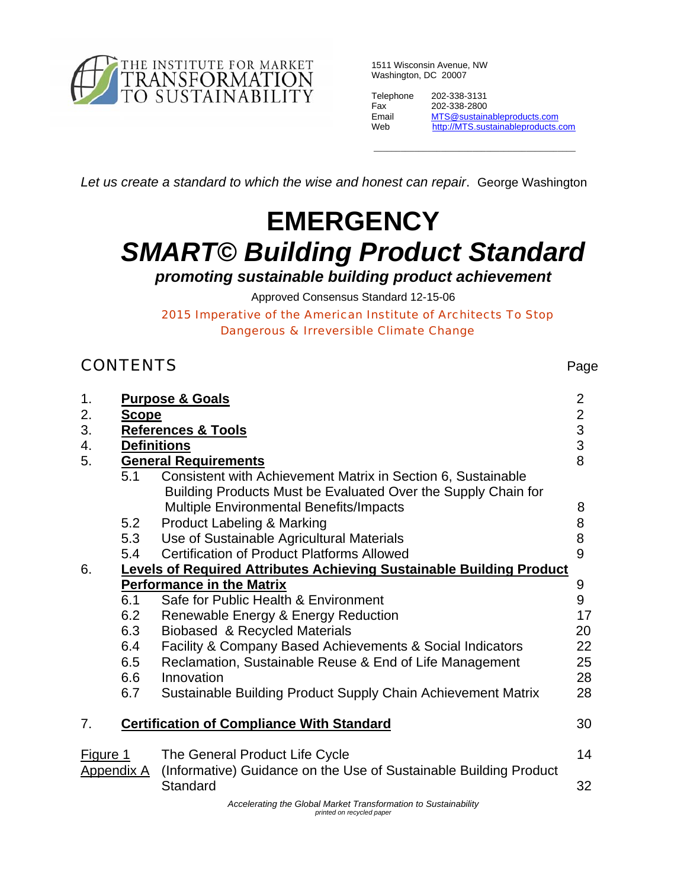THE INSTITUTE FOR MARKET TRANSFORMATION TO SUSTAINABILITY

1511 Wisconsin Avenue, NW
Washington, DC 20007

Telephone 202-338-3131
Fax 202-338-2800
Email MTS@sustainableproducts.com
Web http://MTS.sustainableproducts.com

*Let us create a standard to which the wise and honest can repair*. George Washington

# EMERGENCY

# *SMART© Building Product Standard*

***promoting sustainable building product achievement***

Approved Consensus Standard 12-15-06

2015 Imperative of the American Institute of Architects To Stop Dangerous & Irreversible Climate Change

## CONTENTS

| | | | Page |
|---|---|---|---|
| 1. | **Purpose & Goals** | | 2 |
| 2. | **Scope** | | 2 |
| 3. | **References & Tools** | | 3 |
| 4. | **Definitions** | | 3 |
| 5. | **General Requirements** | | 8 |
| | 5.1 | Consistent with Achievement Matrix in Section 6, Sustainable Building Products Must be Evaluated Over the Supply Chain for Multiple Environmental Benefits/Impacts | 8 |
| | 5.2 | Product Labeling & Marking | 8 |
| | 5.3 | Use of Sustainable Agricultural Materials | 8 |
| | 5.4 | Certification of Product Platforms Allowed | 9 |
| 6. | **Levels of Required Attributes Achieving Sustainable Building Product Performance in the Matrix** | | 9 |
| | 6.1 | Safe for Public Health & Environment | 9 |
| | 6.2 | Renewable Energy & Energy Reduction | 17 |
| | 6.3 | Biobased & Recycled Materials | 20 |
| | 6.4 | Facility & Company Based Achievements & Social Indicators | 22 |
| | 6.5 | Reclamation, Sustainable Reuse & End of Life Management | 25 |
| | 6.6 | Innovation | 28 |
| | 6.7 | Sustainable Building Product Supply Chain Achievement Matrix | 28 |
| 7. | **Certification of Compliance With Standard** | | 30 |
| Figure 1 | The General Product Life Cycle | | 14 |
| Appendix A | (Informative) Guidance on the Use of Sustainable Building Product Standard | | 32 |

*Accelerating the Global Market Transformation to Sustainability*

*printed on recycled paper*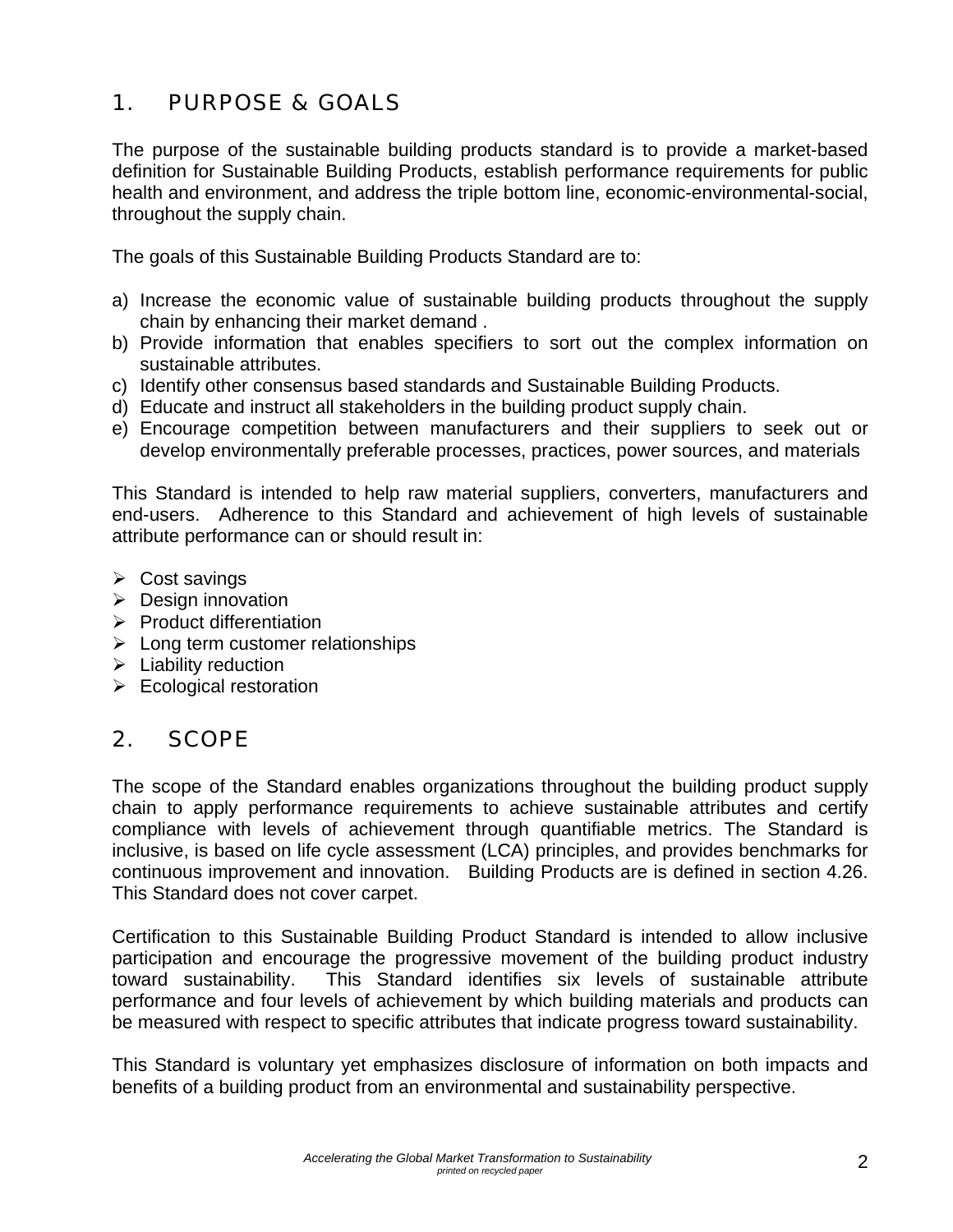## 1. PURPOSE & GOALS

The purpose of the sustainable building products standard is to provide a market-based definition for Sustainable Building Products, establish performance requirements for public health and environment, and address the triple bottom line, economic-environmental-social, throughout the supply chain.

The goals of this Sustainable Building Products Standard are to:

a) Increase the economic value of sustainable building products throughout the supply chain by enhancing their market demand .
b) Provide information that enables specifiers to sort out the complex information on sustainable attributes.
c) Identify other consensus based standards and Sustainable Building Products.
d) Educate and instruct all stakeholders in the building product supply chain.
e) Encourage competition between manufacturers and their suppliers to seek out or develop environmentally preferable processes, practices, power sources, and materials

This Standard is intended to help raw material suppliers, converters, manufacturers and end-users. Adherence to this Standard and achievement of high levels of sustainable attribute performance can or should result in:

- Cost savings
- Design innovation
- Product differentiation
- Long term customer relationships
- Liability reduction
- Ecological restoration

## 2. SCOPE

The scope of the Standard enables organizations throughout the building product supply chain to apply performance requirements to achieve sustainable attributes and certify compliance with levels of achievement through quantifiable metrics. The Standard is inclusive, is based on life cycle assessment (LCA) principles, and provides benchmarks for continuous improvement and innovation. Building Products are is defined in section 4.26. This Standard does not cover carpet.

Certification to this Sustainable Building Product Standard is intended to allow inclusive participation and encourage the progressive movement of the building product industry toward sustainability. This Standard identifies six levels of sustainable attribute performance and four levels of achievement by which building materials and products can be measured with respect to specific attributes that indicate progress toward sustainability.

This Standard is voluntary yet emphasizes disclosure of information on both impacts and benefits of a building product from an environmental and sustainability perspective.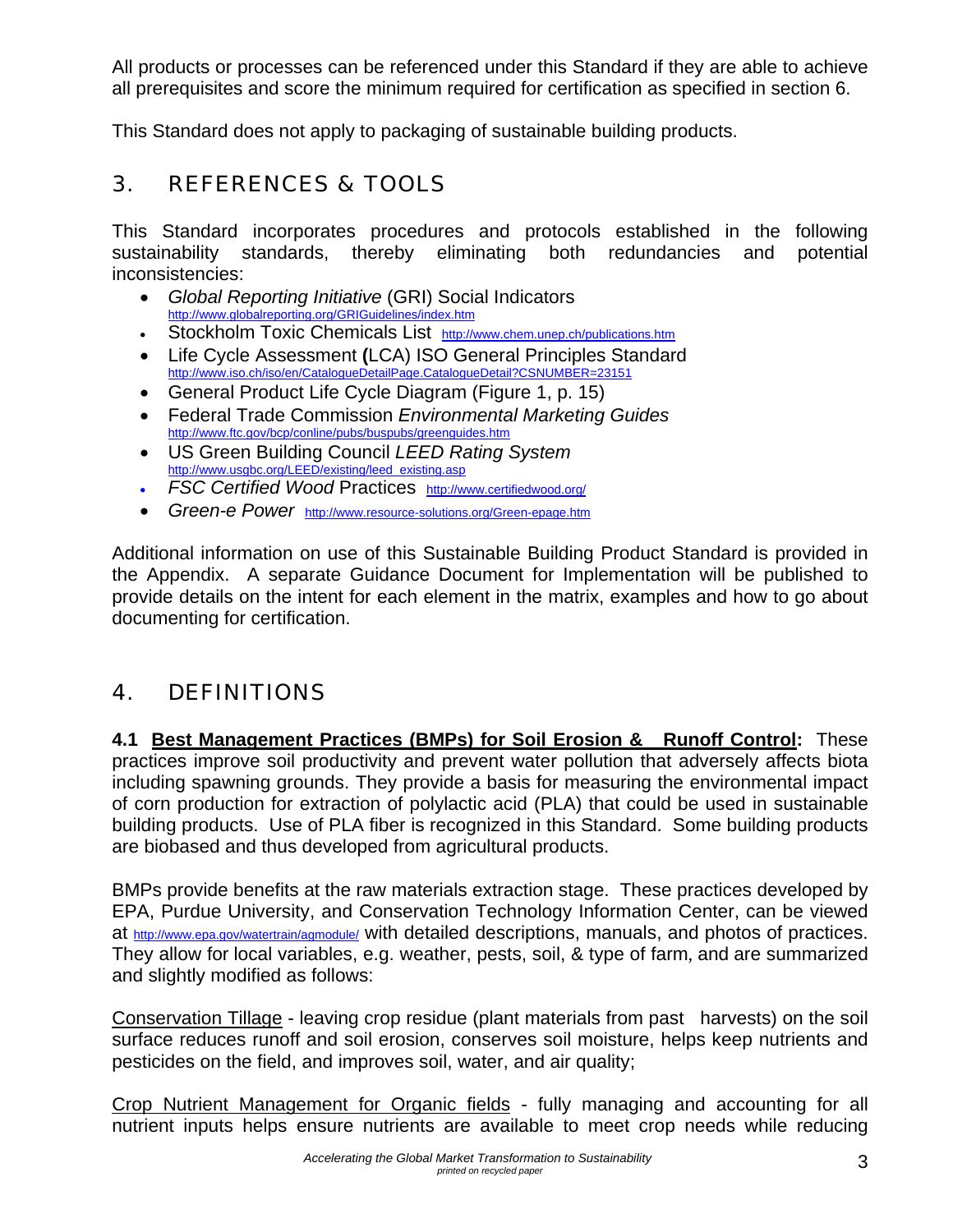All products or processes can be referenced under this Standard if they are able to achieve all prerequisites and score the minimum required for certification as specified in section 6.

This Standard does not apply to packaging of sustainable building products.

## 3. REFERENCES & TOOLS

This Standard incorporates procedures and protocols established in the following sustainability standards, thereby eliminating both redundancies and potential inconsistencies:

- *Global Reporting Initiative* (GRI) Social Indicators http://www.globalreporting.org/GRIGuidelines/index.htm
- Stockholm Toxic Chemicals List http://www.chem.unep.ch/publications.htm
- Life Cycle Assessment **(**LCA) ISO General Principles Standard http://www.iso.ch/iso/en/CatalogueDetailPage.CatalogueDetail?CSNUMBER=23151
- General Product Life Cycle Diagram (Figure 1, p. 15)
- Federal Trade Commission *Environmental Marketing Guides* http://www.ftc.gov/bcp/conline/pubs/buspubs/greenguides.htm
- US Green Building Council *LEED Rating System* http://www.usgbc.org/LEED/existing/leed_existing.asp
- *FSC Certified Wood* Practices http://www.certifiedwood.org/
- *Green-e Power* http://www.resource-solutions.org/Green-epage.htm

Additional information on use of this Sustainable Building Product Standard is provided in the Appendix. A separate Guidance Document for Implementation will be published to provide details on the intent for each element in the matrix, examples and how to go about documenting for certification.

## 4. DEFINITIONS

**4.1 Best Management Practices (BMPs) for Soil Erosion & Runoff Control:** These practices improve soil productivity and prevent water pollution that adversely affects biota including spawning grounds. They provide a basis for measuring the environmental impact of corn production for extraction of polylactic acid (PLA) that could be used in sustainable building products. Use of PLA fiber is recognized in this Standard. Some building products are biobased and thus developed from agricultural products.

BMPs provide benefits at the raw materials extraction stage. These practices developed by EPA, Purdue University, and Conservation Technology Information Center, can be viewed at http://www.epa.gov/watertrain/agmodule/ with detailed descriptions, manuals, and photos of practices. They allow for local variables, e.g. weather, pests, soil, & type of farm, and are summarized and slightly modified as follows:

Conservation Tillage - leaving crop residue (plant materials from past harvests) on the soil surface reduces runoff and soil erosion, conserves soil moisture, helps keep nutrients and pesticides on the field, and improves soil, water, and air quality;

Crop Nutrient Management for Organic fields - fully managing and accounting for all nutrient inputs helps ensure nutrients are available to meet crop needs while reducing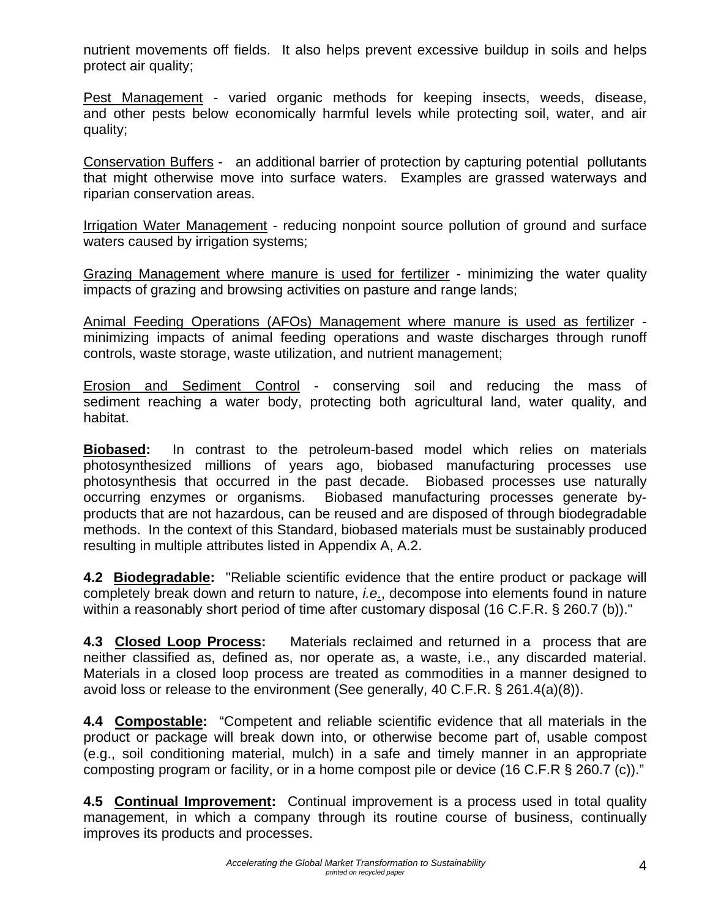nutrient movements off fields. It also helps prevent excessive buildup in soils and helps protect air quality;

Pest Management - varied organic methods for keeping insects, weeds, disease, and other pests below economically harmful levels while protecting soil, water, and air quality;

Conservation Buffers - an additional barrier of protection by capturing potential pollutants that might otherwise move into surface waters. Examples are grassed waterways and riparian conservation areas.

Irrigation Water Management - reducing nonpoint source pollution of ground and surface waters caused by irrigation systems;

Grazing Management where manure is used for fertilizer - minimizing the water quality impacts of grazing and browsing activities on pasture and range lands;

Animal Feeding Operations (AFOs) Management where manure is used as fertilizer - minimizing impacts of animal feeding operations and waste discharges through runoff controls, waste storage, waste utilization, and nutrient management;

Erosion and Sediment Control - conserving soil and reducing the mass of sediment reaching a water body, protecting both agricultural land, water quality, and habitat.

**Biobased:** In contrast to the petroleum-based model which relies on materials photosynthesized millions of years ago, biobased manufacturing processes use photosynthesis that occurred in the past decade. Biobased processes use naturally occurring enzymes or organisms. Biobased manufacturing processes generate by-products that are not hazardous, can be reused and are disposed of through biodegradable methods. In the context of this Standard, biobased materials must be sustainably produced resulting in multiple attributes listed in Appendix A, A.2.

**4.2 Biodegradable:** "Reliable scientific evidence that the entire product or package will completely break down and return to nature, *i.e.*, decompose into elements found in nature within a reasonably short period of time after customary disposal (16 C.F.R. § 260.7 (b))."

**4.3 Closed Loop Process:** Materials reclaimed and returned in a process that are neither classified as, defined as, nor operate as, a waste, i.e., any discarded material. Materials in a closed loop process are treated as commodities in a manner designed to avoid loss or release to the environment (See generally, 40 C.F.R. § 261.4(a)(8)).

**4.4 Compostable:** "Competent and reliable scientific evidence that all materials in the product or package will break down into, or otherwise become part of, usable compost (e.g., soil conditioning material, mulch) in a safe and timely manner in an appropriate composting program or facility, or in a home compost pile or device (16 C.F.R § 260.7 (c))."

**4.5 Continual Improvement:** Continual improvement is a process used in total quality management, in which a company through its routine course of business, continually improves its products and processes.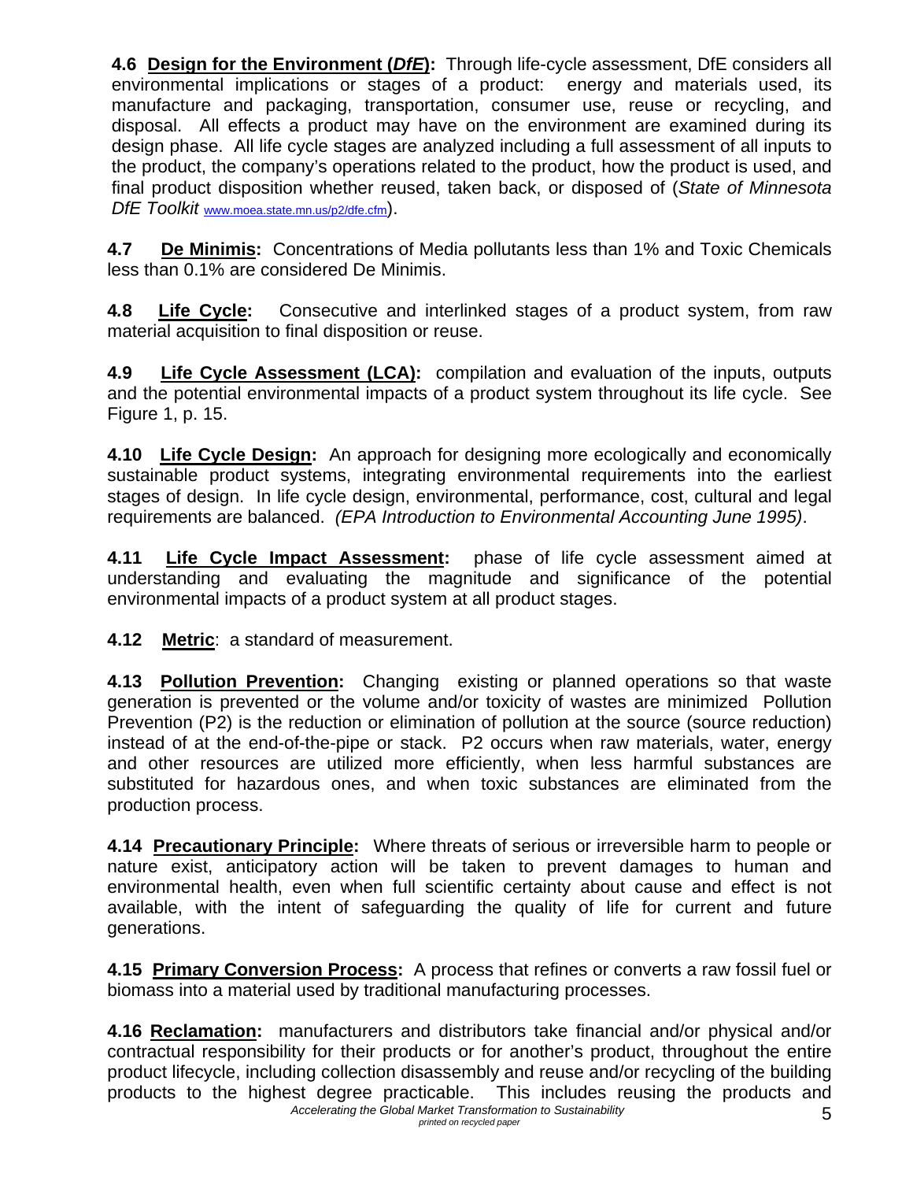**4.6 Design for the Environment (*DfE*):** Through life-cycle assessment, DfE considers all environmental implications or stages of a product: energy and materials used, its manufacture and packaging, transportation, consumer use, reuse or recycling, and disposal. All effects a product may have on the environment are examined during its design phase. All life cycle stages are analyzed including a full assessment of all inputs to the product, the company's operations related to the product, how the product is used, and final product disposition whether reused, taken back, or disposed of (*State of Minnesota DfE Toolkit* www.moea.state.mn.us/p2/dfe.cfm).

**4.7 De Minimis:** Concentrations of Media pollutants less than 1% and Toxic Chemicals less than 0.1% are considered De Minimis.

**4.8 Life Cycle:** Consecutive and interlinked stages of a product system, from raw material acquisition to final disposition or reuse.

**4.9 Life Cycle Assessment (LCA):** compilation and evaluation of the inputs, outputs and the potential environmental impacts of a product system throughout its life cycle. See Figure 1, p. 15.

**4.10 Life Cycle Design:** An approach for designing more ecologically and economically sustainable product systems, integrating environmental requirements into the earliest stages of design. In life cycle design, environmental, performance, cost, cultural and legal requirements are balanced. *(EPA Introduction to Environmental Accounting June 1995)*.

**4.11 Life Cycle Impact Assessment:** phase of life cycle assessment aimed at understanding and evaluating the magnitude and significance of the potential environmental impacts of a product system at all product stages.

**4.12 Metric**: a standard of measurement.

**4.13 Pollution Prevention:** Changing existing or planned operations so that waste generation is prevented or the volume and/or toxicity of wastes are minimized Pollution Prevention (P2) is the reduction or elimination of pollution at the source (source reduction) instead of at the end-of-the-pipe or stack. P2 occurs when raw materials, water, energy and other resources are utilized more efficiently, when less harmful substances are substituted for hazardous ones, and when toxic substances are eliminated from the production process.

**4.14 Precautionary Principle:** Where threats of serious or irreversible harm to people or nature exist, anticipatory action will be taken to prevent damages to human and environmental health, even when full scientific certainty about cause and effect is not available, with the intent of safeguarding the quality of life for current and future generations.

**4.15 Primary Conversion Process:** A process that refines or converts a raw fossil fuel or biomass into a material used by traditional manufacturing processes.

**4.16 Reclamation:** manufacturers and distributors take financial and/or physical and/or contractual responsibility for their products or for another's product, throughout the entire product lifecycle, including collection disassembly and reuse and/or recycling of the building products to the highest degree practicable. This includes reusing the products and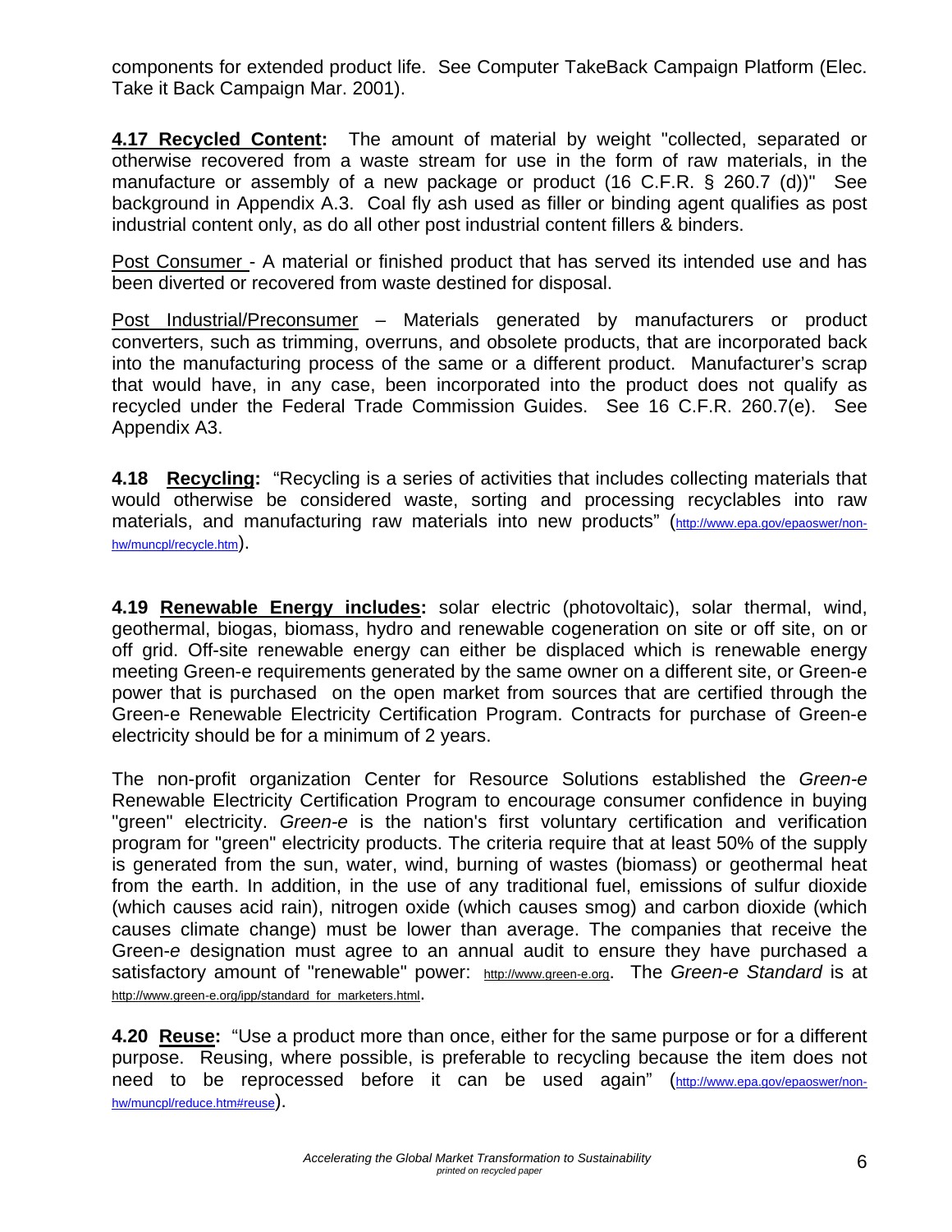components for extended product life. See Computer TakeBack Campaign Platform (Elec. Take it Back Campaign Mar. 2001).

**4.17 <u>Recycled Content</u>:** The amount of material by weight "collected, separated or otherwise recovered from a waste stream for use in the form of raw materials, in the manufacture or assembly of a new package or product (16 C.F.R. § 260.7 (d))" See background in Appendix A.3. Coal fly ash used as filler or binding agent qualifies as post industrial content only, as do all other post industrial content fillers & binders.

<u>Post Consumer</u> - A material or finished product that has served its intended use and has been diverted or recovered from waste destined for disposal.

<u>Post Industrial/Preconsumer</u> – Materials generated by manufacturers or product converters, such as trimming, overruns, and obsolete products, that are incorporated back into the manufacturing process of the same or a different product. Manufacturer's scrap that would have, in any case, been incorporated into the product does not qualify as recycled under the Federal Trade Commission Guides. See 16 C.F.R. 260.7(e). See Appendix A3.

**4.18 <u>Recycling</u>:** "Recycling is a series of activities that includes collecting materials that would otherwise be considered waste, sorting and processing recyclables into raw materials, and manufacturing raw materials into new products" (http://www.epa.gov/epaoswer/non-hw/muncpl/recycle.htm).

**4.19 <u>Renewable Energy includes</u>:** solar electric (photovoltaic), solar thermal, wind, geothermal, biogas, biomass, hydro and renewable cogeneration on site or off site, on or off grid. Off-site renewable energy can either be displaced which is renewable energy meeting Green-e requirements generated by the same owner on a different site, or Green-e power that is purchased on the open market from sources that are certified through the Green-e Renewable Electricity Certification Program. Contracts for purchase of Green-e electricity should be for a minimum of 2 years.

The non-profit organization Center for Resource Solutions established the *Green-e* Renewable Electricity Certification Program to encourage consumer confidence in buying "green" electricity. *Green-e* is the nation's first voluntary certification and verification program for "green" electricity products. The criteria require that at least 50% of the supply is generated from the sun, water, wind, burning of wastes (biomass) or geothermal heat from the earth. In addition, in the use of any traditional fuel, emissions of sulfur dioxide (which causes acid rain), nitrogen oxide (which causes smog) and carbon dioxide (which causes climate change) must be lower than average. The companies that receive the Green-*e* designation must agree to an annual audit to ensure they have purchased a satisfactory amount of "renewable" power: http://www.green-e.org. The *Green-e Standard* is at http://www.green-e.org/ipp/standard_for_marketers.html.

**4.20 <u>Reuse</u>:** "Use a product more than once, either for the same purpose or for a different purpose. Reusing, where possible, is preferable to recycling because the item does not need to be reprocessed before it can be used again" (http://www.epa.gov/epaoswer/non-hw/muncpl/reduce.htm#reuse).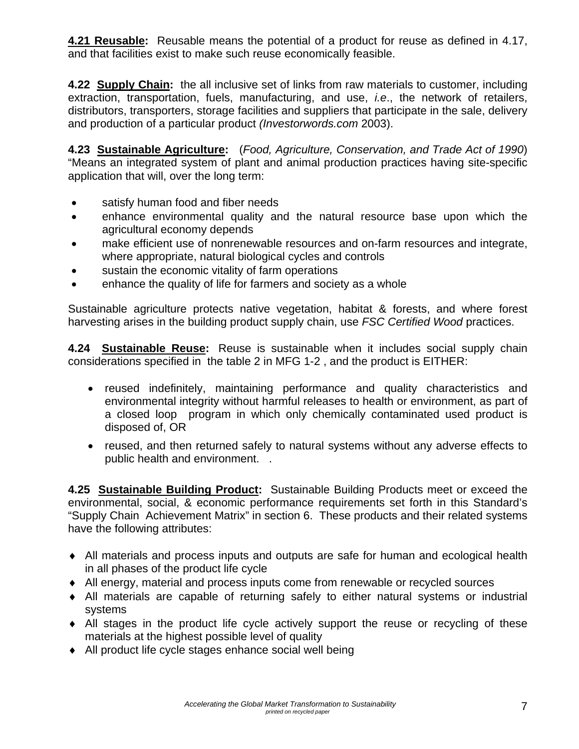**4.21 <u>Reusable</u>:** Reusable means the potential of a product for reuse as defined in 4.17, and that facilities exist to make such reuse economically feasible.

**4.22 <u>Supply Chain</u>:** the all inclusive set of links from raw materials to customer, including extraction, transportation, fuels, manufacturing, and use, *i.e*., the network of retailers, distributors, transporters, storage facilities and suppliers that participate in the sale, delivery and production of a particular product *(Investorwords.com* 2003).

**4.23 <u>Sustainable Agriculture</u>:** (*Food, Agriculture, Conservation, and Trade Act of 1990*) "Means an integrated system of plant and animal production practices having site-specific application that will, over the long term:

- satisfy human food and fiber needs
- enhance environmental quality and the natural resource base upon which the agricultural economy depends
- make efficient use of nonrenewable resources and on-farm resources and integrate, where appropriate, natural biological cycles and controls
- sustain the economic vitality of farm operations
- enhance the quality of life for farmers and society as a whole

Sustainable agriculture protects native vegetation, habitat & forests, and where forest harvesting arises in the building product supply chain, use *FSC Certified Wood* practices.

**4.24 <u>Sustainable Reuse</u>:** Reuse is sustainable when it includes social supply chain considerations specified in the table 2 in MFG 1-2 , and the product is EITHER:

- reused indefinitely, maintaining performance and quality characteristics and environmental integrity without harmful releases to health or environment, as part of a closed loop program in which only chemically contaminated used product is disposed of, OR
- reused, and then returned safely to natural systems without any adverse effects to public health and environment. .

**4.25 <u>Sustainable Building Product</u>:** Sustainable Building Products meet or exceed the environmental, social, & economic performance requirements set forth in this Standard's "Supply Chain Achievement Matrix" in section 6. These products and their related systems have the following attributes:

- ♦ All materials and process inputs and outputs are safe for human and ecological health in all phases of the product life cycle
- ♦ All energy, material and process inputs come from renewable or recycled sources
- ♦ All materials are capable of returning safely to either natural systems or industrial systems
- ♦ All stages in the product life cycle actively support the reuse or recycling of these materials at the highest possible level of quality
- ♦ All product life cycle stages enhance social well being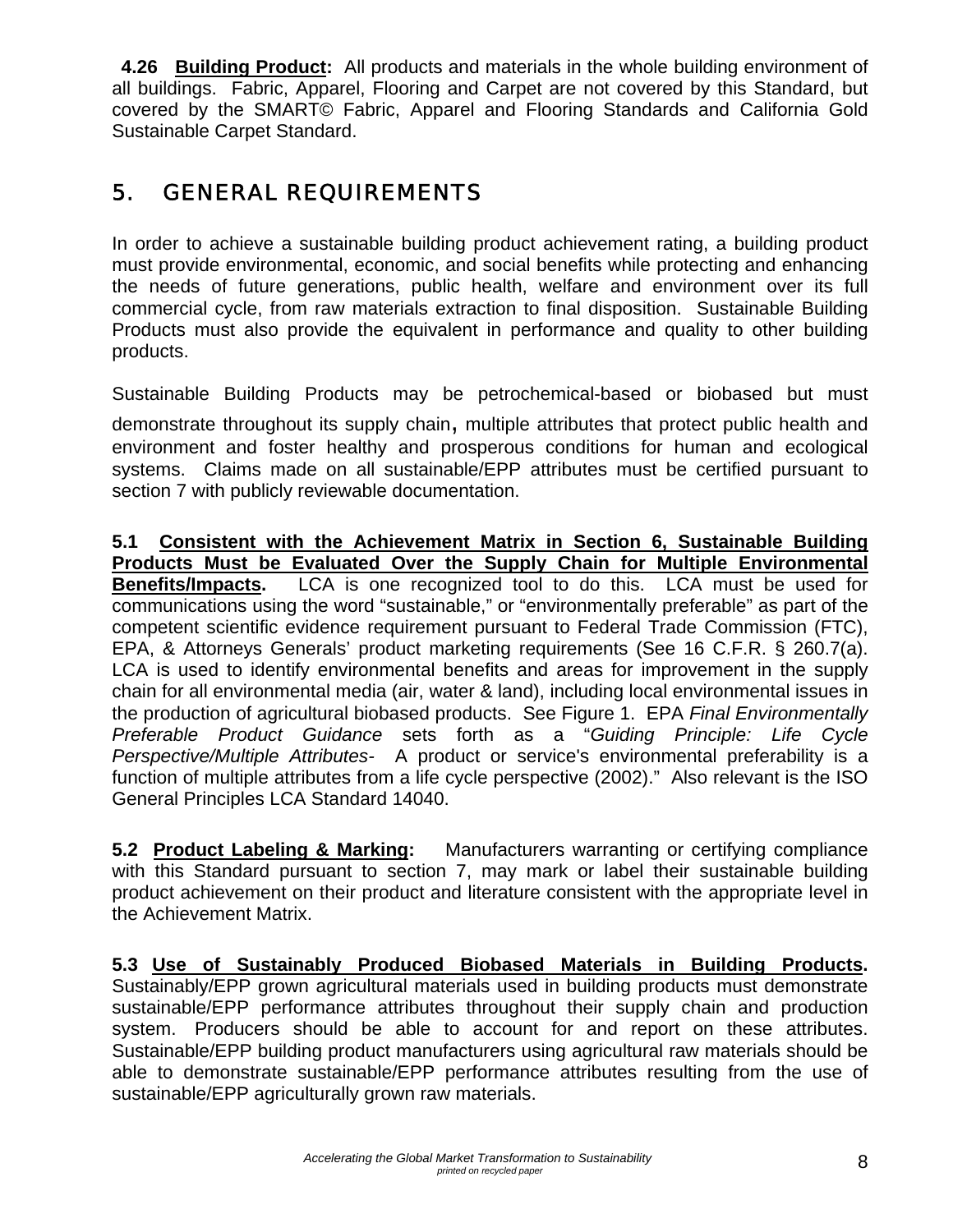**4.26 Building Product:** All products and materials in the whole building environment of all buildings. Fabric, Apparel, Flooring and Carpet are not covered by this Standard, but covered by the SMART© Fabric, Apparel and Flooring Standards and California Gold Sustainable Carpet Standard.

## 5. GENERAL REQUIREMENTS

In order to achieve a sustainable building product achievement rating, a building product must provide environmental, economic, and social benefits while protecting and enhancing the needs of future generations, public health, welfare and environment over its full commercial cycle, from raw materials extraction to final disposition. Sustainable Building Products must also provide the equivalent in performance and quality to other building products.

Sustainable Building Products may be petrochemical-based or biobased but must demonstrate throughout its supply chain, multiple attributes that protect public health and environment and foster healthy and prosperous conditions for human and ecological systems. Claims made on all sustainable/EPP attributes must be certified pursuant to section 7 with publicly reviewable documentation.

**5.1 Consistent with the Achievement Matrix in Section 6, Sustainable Building Products Must be Evaluated Over the Supply Chain for Multiple Environmental Benefits/Impacts.** LCA is one recognized tool to do this. LCA must be used for communications using the word "sustainable," or "environmentally preferable" as part of the competent scientific evidence requirement pursuant to Federal Trade Commission (FTC), EPA, & Attorneys Generals' product marketing requirements (See 16 C.F.R. § 260.7(a). LCA is used to identify environmental benefits and areas for improvement in the supply chain for all environmental media (air, water & land), including local environmental issues in the production of agricultural biobased products. See Figure 1. EPA *Final Environmentally Preferable Product Guidance* sets forth as a "*Guiding Principle: Life Cycle Perspective/Multiple Attributes-* A product or service's environmental preferability is a function of multiple attributes from a life cycle perspective (2002)." Also relevant is the ISO General Principles LCA Standard 14040.

**5.2 Product Labeling & Marking:** Manufacturers warranting or certifying compliance with this Standard pursuant to section 7, may mark or label their sustainable building product achievement on their product and literature consistent with the appropriate level in the Achievement Matrix.

**5.3 Use of Sustainably Produced Biobased Materials in Building Products.** Sustainably/EPP grown agricultural materials used in building products must demonstrate sustainable/EPP performance attributes throughout their supply chain and production system. Producers should be able to account for and report on these attributes. Sustainable/EPP building product manufacturers using agricultural raw materials should be able to demonstrate sustainable/EPP performance attributes resulting from the use of sustainable/EPP agriculturally grown raw materials.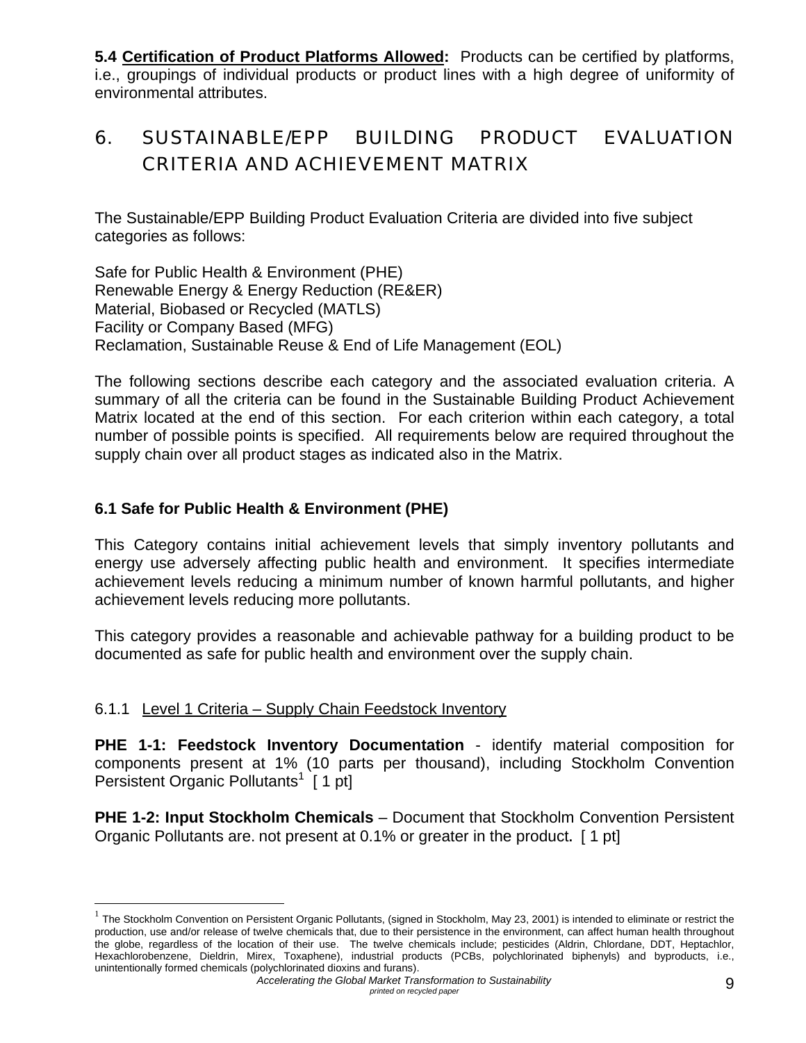**5.4 Certification of Product Platforms Allowed:** Products can be certified by platforms, i.e., groupings of individual products or product lines with a high degree of uniformity of environmental attributes.

# 6. SUSTAINABLE/EPP BUILDING PRODUCT EVALUATION CRITERIA AND ACHIEVEMENT MATRIX

The Sustainable/EPP Building Product Evaluation Criteria are divided into five subject categories as follows:

Safe for Public Health & Environment (PHE)
Renewable Energy & Energy Reduction (RE&ER)
Material, Biobased or Recycled (MATLS)
Facility or Company Based (MFG)
Reclamation, Sustainable Reuse & End of Life Management (EOL)

The following sections describe each category and the associated evaluation criteria. A summary of all the criteria can be found in the Sustainable Building Product Achievement Matrix located at the end of this section. For each criterion within each category, a total number of possible points is specified. All requirements below are required throughout the supply chain over all product stages as indicated also in the Matrix.

## 6.1 Safe for Public Health & Environment (PHE)

This Category contains initial achievement levels that simply inventory pollutants and energy use adversely affecting public health and environment. It specifies intermediate achievement levels reducing a minimum number of known harmful pollutants, and higher achievement levels reducing more pollutants.

This category provides a reasonable and achievable pathway for a building product to be documented as safe for public health and environment over the supply chain.

### 6.1.1 Level 1 Criteria – Supply Chain Feedstock Inventory

**PHE 1-1: Feedstock Inventory Documentation** - identify material composition for components present at 1% (10 parts per thousand), including Stockholm Convention Persistent Organic Pollutants[1] [ 1 pt]

**PHE 1-2: Input Stockholm Chemicals** – Document that Stockholm Convention Persistent Organic Pollutants are. not present at 0.1% or greater in the product. [ 1 pt]

---

[1] The Stockholm Convention on Persistent Organic Pollutants, (signed in Stockholm, May 23, 2001) is intended to eliminate or restrict the production, use and/or release of twelve chemicals that, due to their persistence in the environment, can affect human health throughout the globe, regardless of the location of their use. The twelve chemicals include; pesticides (Aldrin, Chlordane, DDT, Heptachlor, Hexachlorobenzene, Dieldrin, Mirex, Toxaphene), industrial products (PCBs, polychlorinated biphenyls) and byproducts, i.e., unintentionally formed chemicals (polychlorinated dioxins and furans).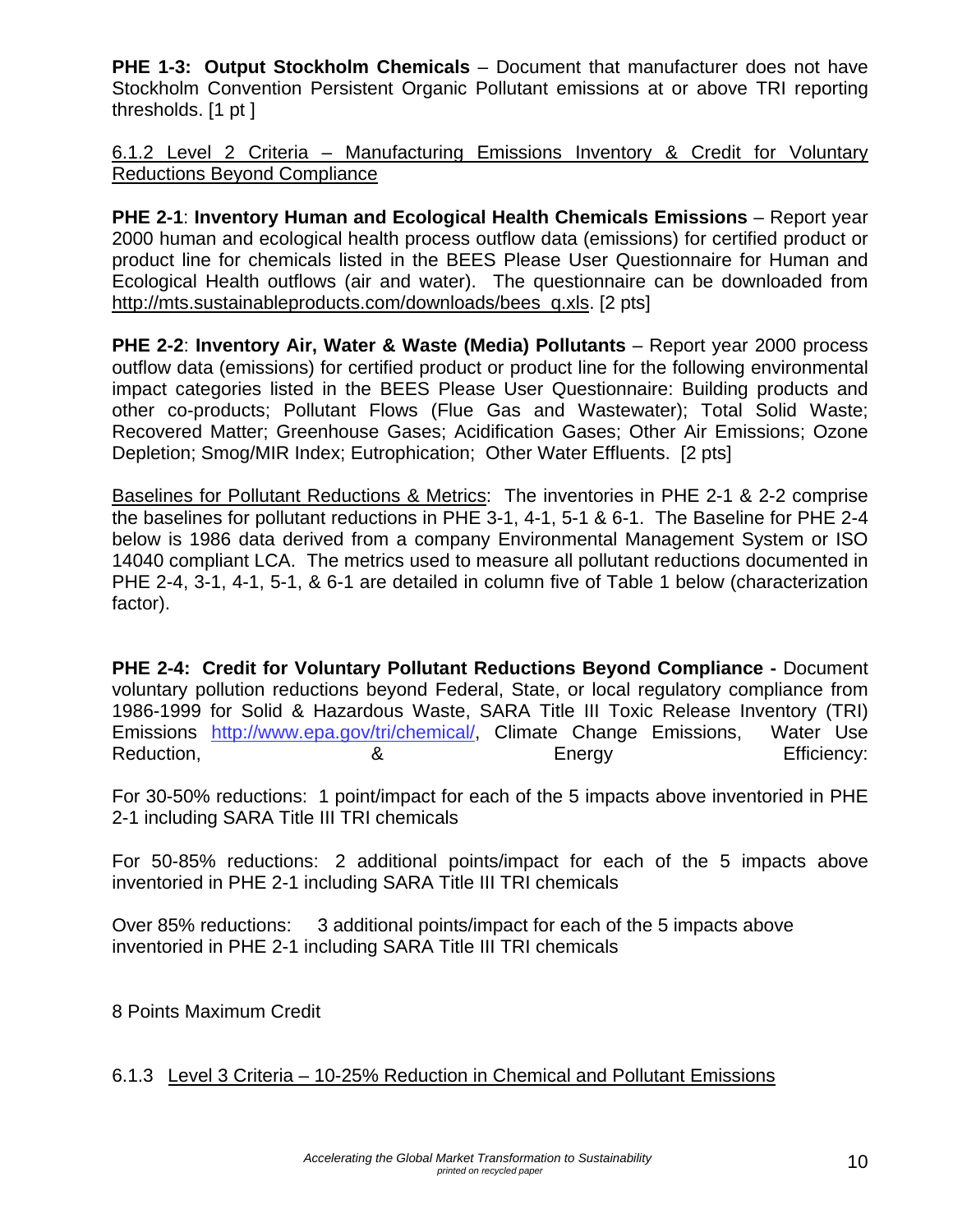**PHE 1-3: Output Stockholm Chemicals** – Document that manufacturer does not have Stockholm Convention Persistent Organic Pollutant emissions at or above TRI reporting thresholds. [1 pt ]

6.1.2 Level 2 Criteria – Manufacturing Emissions Inventory & Credit for Voluntary Reductions Beyond Compliance

**PHE 2-1**: **Inventory Human and Ecological Health Chemicals Emissions** – Report year 2000 human and ecological health process outflow data (emissions) for certified product or product line for chemicals listed in the BEES Please User Questionnaire for Human and Ecological Health outflows (air and water). The questionnaire can be downloaded from http://mts.sustainableproducts.com/downloads/bees_q.xls. [2 pts]

**PHE 2-2**: **Inventory Air, Water & Waste (Media) Pollutants** – Report year 2000 process outflow data (emissions) for certified product or product line for the following environmental impact categories listed in the BEES Please User Questionnaire: Building products and other co-products; Pollutant Flows (Flue Gas and Wastewater); Total Solid Waste; Recovered Matter; Greenhouse Gases; Acidification Gases; Other Air Emissions; Ozone Depletion; Smog/MIR Index; Eutrophication; Other Water Effluents. [2 pts]

Baselines for Pollutant Reductions & Metrics: The inventories in PHE 2-1 & 2-2 comprise the baselines for pollutant reductions in PHE 3-1, 4-1, 5-1 & 6-1. The Baseline for PHE 2-4 below is 1986 data derived from a company Environmental Management System or ISO 14040 compliant LCA. The metrics used to measure all pollutant reductions documented in PHE 2-4, 3-1, 4-1, 5-1, & 6-1 are detailed in column five of Table 1 below (characterization factor).

**PHE 2-4: Credit for Voluntary Pollutant Reductions Beyond Compliance -** Document voluntary pollution reductions beyond Federal, State, or local regulatory compliance from 1986-1999 for Solid & Hazardous Waste, SARA Title III Toxic Release Inventory (TRI) Emissions http://www.epa.gov/tri/chemical/, Climate Change Emissions, Water Use Reduction, & Energy Efficiency:

For 30-50% reductions: 1 point/impact for each of the 5 impacts above inventoried in PHE 2-1 including SARA Title III TRI chemicals

For 50-85% reductions: 2 additional points/impact for each of the 5 impacts above inventoried in PHE 2-1 including SARA Title III TRI chemicals

Over 85% reductions: 3 additional points/impact for each of the 5 impacts above inventoried in PHE 2-1 including SARA Title III TRI chemicals

8 Points Maximum Credit

6.1.3 Level 3 Criteria – 10-25% Reduction in Chemical and Pollutant Emissions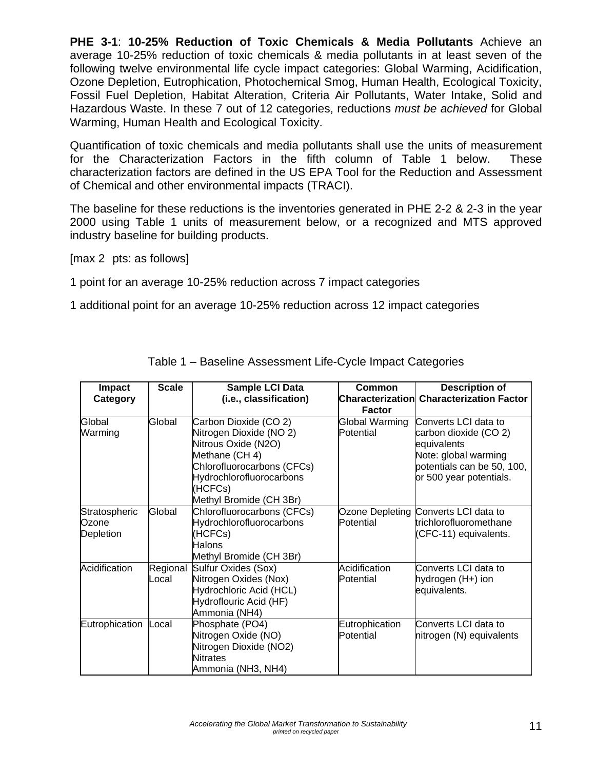**PHE 3-1**: **10-25% Reduction of Toxic Chemicals & Media Pollutants** Achieve an average 10-25% reduction of toxic chemicals & media pollutants in at least seven of the following twelve environmental life cycle impact categories: Global Warming, Acidification, Ozone Depletion, Eutrophication, Photochemical Smog, Human Health, Ecological Toxicity, Fossil Fuel Depletion, Habitat Alteration, Criteria Air Pollutants, Water Intake, Solid and Hazardous Waste. In these 7 out of 12 categories, reductions *must be achieved* for Global Warming, Human Health and Ecological Toxicity.

Quantification of toxic chemicals and media pollutants shall use the units of measurement for the Characterization Factors in the fifth column of Table 1 below. These characterization factors are defined in the US EPA Tool for the Reduction and Assessment of Chemical and other environmental impacts (TRACI).

The baseline for these reductions is the inventories generated in PHE 2-2 & 2-3 in the year 2000 using Table 1 units of measurement below, or a recognized and MTS approved industry baseline for building products.

[max 2 pts: as follows]

1 point for an average 10-25% reduction across 7 impact categories

1 additional point for an average 10-25% reduction across 12 impact categories

Table 1 – Baseline Assessment Life-Cycle Impact Categories

| Impact Category | Scale | Sample LCI Data (i.e., classification) | Common Characterization Factor | Description of Characterization Factor |
|---|---|---|---|---|
| Global Warming | Global | Carbon Dioxide ($CO_2$)<br>Nitrogen Dioxide ($NO_2$)<br>Nitrous Oxide ($N_2O$)<br>Methane ($CH_4$)<br>Chlorofluorocarbons (CFCs)<br>Hydrochlorofluorocarbons (HCFCs)<br>Methyl Bromide ($CH_3Br$) | Global Warming Potential | Converts LCI data to carbon dioxide ($CO_2$) equivalents<br>Note: global warming potentials can be 50, 100, or 500 year potentials. |
| Stratospheric Ozone Depletion | Global | Chlorofluorocarbons (CFCs)<br>Hydrochlorofluorocarbons (HCFCs)<br>Halons<br>Methyl Bromide ($CH_3Br$) | Ozone Depleting Potential | Converts LCI data to trichlorofluoromethane (CFC-11) equivalents. |
| Acidification | Regional Local | Sulfur Oxides (Sox)<br>Nitrogen Oxides (Nox)<br>Hydrochloric Acid (HCL)<br>Hydroflouric Acid (HF)<br>Ammonia ($NH_4$) | Acidification Potential | Converts LCI data to hydrogen ($H^+$) ion equivalents. |
| Eutrophication | Local | Phosphate ($PO_4$)<br>Nitrogen Oxide (NO)<br>Nitrogen Dioxide ($NO_2$)<br>Nitrates<br>Ammonia ($NH_3$, $NH_4$) | Eutrophication Potential | Converts LCI data to nitrogen (N) equivalents |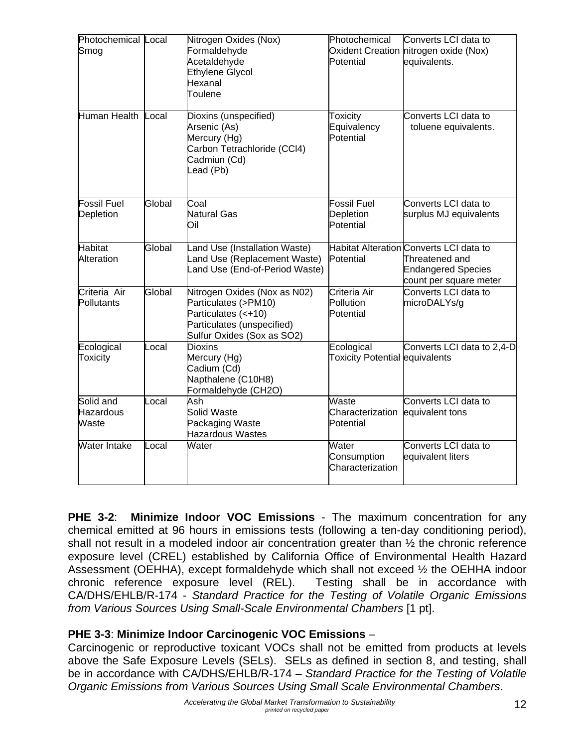| Photochemical Smog | Local | Nitrogen Oxides (Nox)<br>Formaldehyde<br>Acetaldehyde<br>Ethylene Glycol<br>Hexanal<br>Toulene | Photochemical Oxident Creation Potential | Converts LCI data to nitrogen oxide (Nox) equivalents. |
|---|---|---|---|---|
| Human Health | Local | Dioxins (unspecified)<br>Arsenic (As)<br>Mercury (Hg)<br>Carbon Tetrachloride (CCl4)<br>Cadmiun (Cd)<br>Lead (Pb) | Toxicity Equivalency Potential | Converts LCI data to toluene equivalents. |
| Fossil Fuel Depletion | Global | Coal<br>Natural Gas<br>Oil | Fossil Fuel Depletion Potential | Converts LCI data to surplus MJ equivalents |
| Habitat Alteration | Global | Land Use (Installation Waste)<br>Land Use (Replacement Waste)<br>Land Use (End-of-Period Waste) | Habitat Alteration Potential | Converts LCI data to Threatened and Endangered Species count per square meter |
| Criteria Air Pollutants | Global | Nitrogen Oxides (Nox as N02)<br>Particulates (>PM10)<br>Particulates (<+10)<br>Particulates (unspecified)<br>Sulfur Oxides (Sox as SO2) | Criteria Air Pollution Potential | Converts LCI data to microDALYs/g |
| Ecological Toxicity | Local | Dioxins<br>Mercury (Hg)<br>Cadium (Cd)<br>Napthalene (C10H8)<br>Formaldehyde (CH2O) | Ecological Toxicity Potential | Converts LCI data to 2,4-D equivalents |
| Solid and Hazardous Waste | Local | Ash<br>Solid Waste<br>Packaging Waste<br>Hazardous Wastes | Waste Characterization Potential | Converts LCI data to equivalent tons |
| Water Intake | Local | Water | Water Consumption Characterization | Converts LCI data to equivalent liters |

**PHE 3-2**: **Minimize Indoor VOC Emissions** - The maximum concentration for any chemical emitted at 96 hours in emissions tests (following a ten-day conditioning period), shall not result in a modeled indoor air concentration greater than ½ the chronic reference exposure level (CREL) established by California Office of Environmental Health Hazard Assessment (OEHHA), except formaldehyde which shall not exceed ½ the OEHHA indoor chronic reference exposure level (REL). Testing shall be in accordance with CA/DHS/EHLB/R-174 - *Standard Practice for the Testing of Volatile Organic Emissions from Various Sources Using Small-Scale Environmental Chambers* [1 pt].

**PHE 3-3**: **Minimize Indoor Carcinogenic VOC Emissions** –
Carcinogenic or reproductive toxicant VOCs shall not be emitted from products at levels above the Safe Exposure Levels (SELs). SELs as defined in section 8, and testing, shall be in accordance with CA/DHS/EHLB/R-174 – *Standard Practice for the Testing of Volatile Organic Emissions from Various Sources Using Small Scale Environmental Chambers*.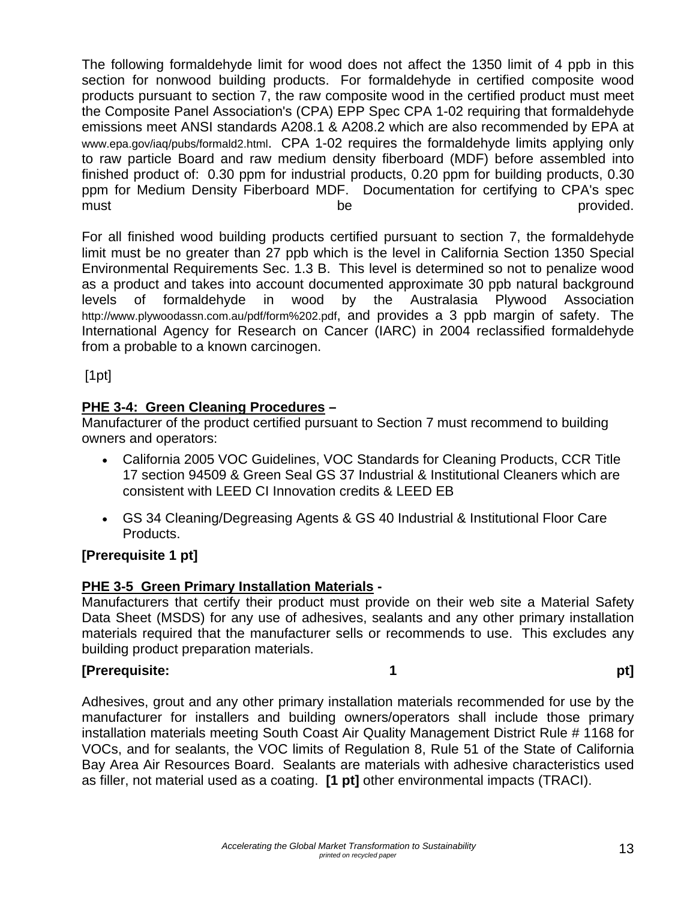The following formaldehyde limit for wood does not affect the 1350 limit of 4 ppb in this section for nonwood building products. For formaldehyde in certified composite wood products pursuant to section 7, the raw composite wood in the certified product must meet the Composite Panel Association's (CPA) EPP Spec CPA 1-02 requiring that formaldehyde emissions meet ANSI standards A208.1 & A208.2 which are also recommended by EPA at www.epa.gov/iaq/pubs/formald2.html. CPA 1-02 requires the formaldehyde limits applying only to raw particle Board and raw medium density fiberboard (MDF) before assembled into finished product of: 0.30 ppm for industrial products, 0.20 ppm for building products, 0.30 ppm for Medium Density Fiberboard MDF. Documentation for certifying to CPA's spec must be provided.

For all finished wood building products certified pursuant to section 7, the formaldehyde limit must be no greater than 27 ppb which is the level in California Section 1350 Special Environmental Requirements Sec. 1.3 B. This level is determined so not to penalize wood as a product and takes into account documented approximate 30 ppb natural background levels of formaldehyde in wood by the Australasia Plywood Association http://www.plywoodassn.com.au/pdf/form%202.pdf, and provides a 3 ppb margin of safety. The International Agency for Research on Cancer (IARC) in 2004 reclassified formaldehyde from a probable to a known carcinogen.

[1pt]

**PHE 3-4: Green Cleaning Procedures –**

Manufacturer of the product certified pursuant to Section 7 must recommend to building owners and operators:

- California 2005 VOC Guidelines, VOC Standards for Cleaning Products, CCR Title 17 section 94509 & Green Seal GS 37 Industrial & Institutional Cleaners which are consistent with LEED CI Innovation credits & LEED EB
- GS 34 Cleaning/Degreasing Agents & GS 40 Industrial & Institutional Floor Care Products.

**[Prerequisite 1 pt]**

**PHE 3-5 Green Primary Installation Materials -**

Manufacturers that certify their product must provide on their web site a Material Safety Data Sheet (MSDS) for any use of adhesives, sealants and any other primary installation materials required that the manufacturer sells or recommends to use. This excludes any building product preparation materials.

**[Prerequisite: 1 pt]**

Adhesives, grout and any other primary installation materials recommended for use by the manufacturer for installers and building owners/operators shall include those primary installation materials meeting South Coast Air Quality Management District Rule # 1168 for VOCs, and for sealants, the VOC limits of Regulation 8, Rule 51 of the State of California Bay Area Air Resources Board. Sealants are materials with adhesive characteristics used as filler, not material used as a coating. **[1 pt]** other environmental impacts (TRACI).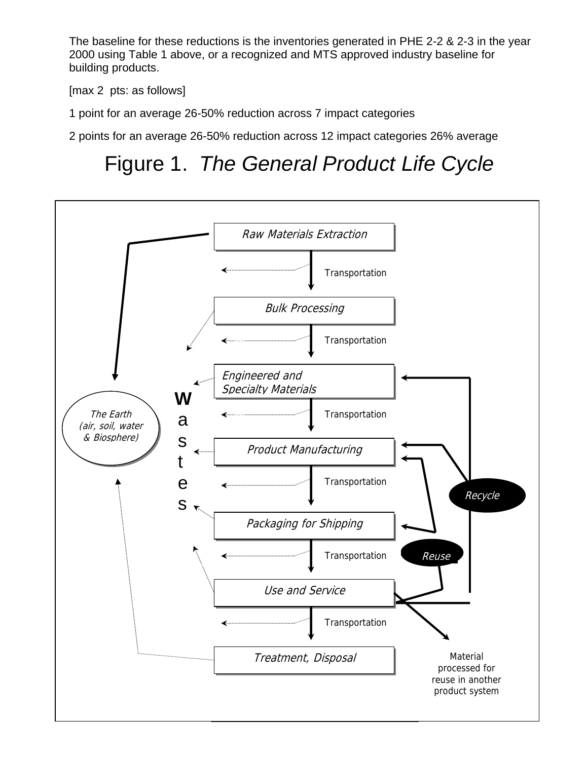The baseline for these reductions is the inventories generated in PHE 2-2 & 2-3 in the year 2000 using Table 1 above, or a recognized and MTS approved industry baseline for building products.

[max 2  pts: as follows]

1 point for an average 26-50% reduction across 7 impact categories

2 points for an average 26-50% reduction across 12 impact categories 26% average

# Figure 1. *The General Product Life Cycle*

*Raw Materials Extraction*

Transportation

*Bulk Processing*

Transportation

*Engineered and Specialty Materials*

Transportation

*Product Manufacturing*

Transportation

*Packaging for Shipping*

Transportation

*Use and Service*

Transportation

*Treatment, Disposal*

*The Earth (air, soil, water & Biosphere)*

Wastes

*Recycle*

*Reuse*

Material processed for reuse in another product system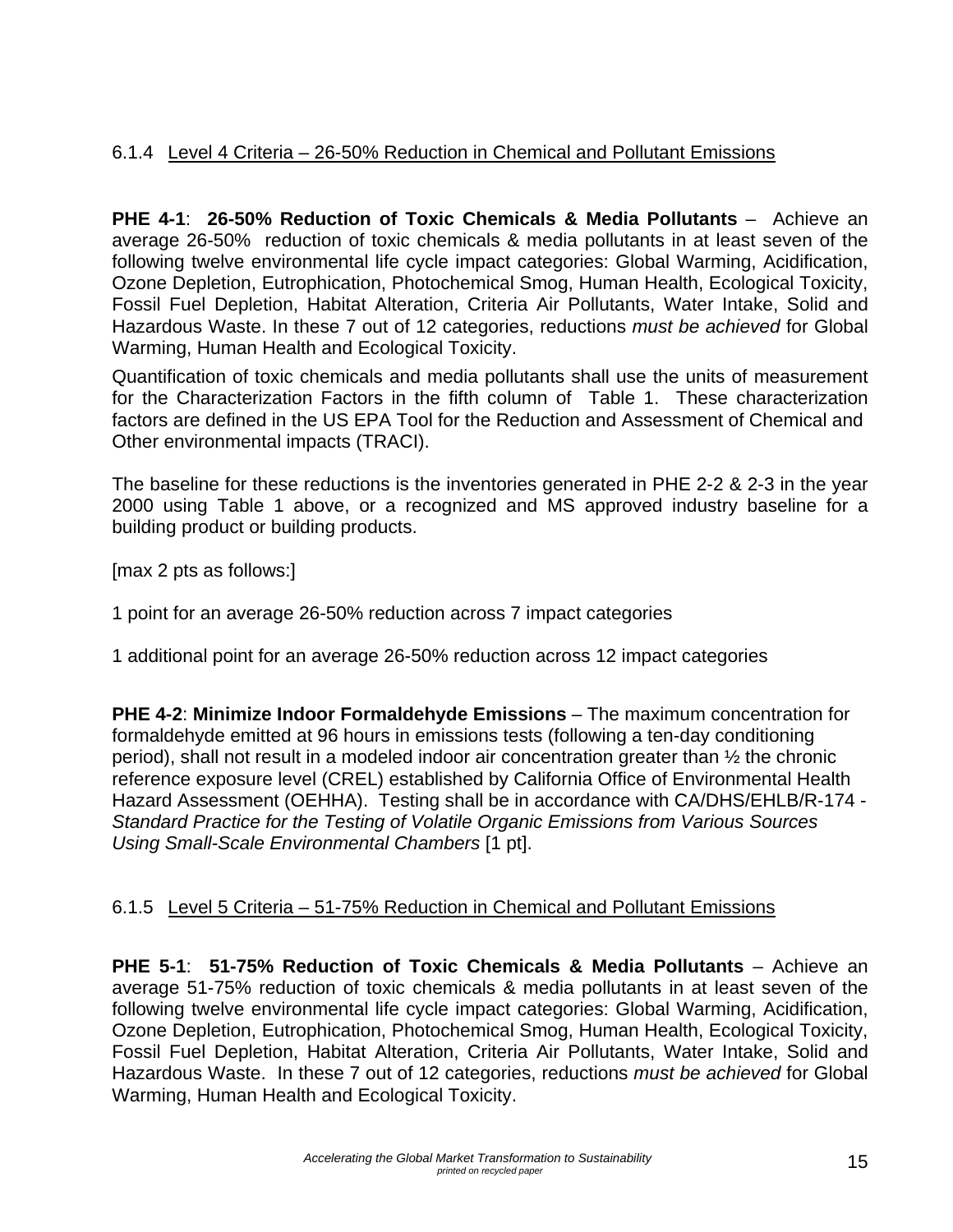### 6.1.4 Level 4 Criteria – 26-50% Reduction in Chemical and Pollutant Emissions

**PHE 4-1**: **26-50% Reduction of Toxic Chemicals & Media Pollutants** – Achieve an average 26-50% reduction of toxic chemicals & media pollutants in at least seven of the following twelve environmental life cycle impact categories: Global Warming, Acidification, Ozone Depletion, Eutrophication, Photochemical Smog, Human Health, Ecological Toxicity, Fossil Fuel Depletion, Habitat Alteration, Criteria Air Pollutants, Water Intake, Solid and Hazardous Waste. In these 7 out of 12 categories, reductions *must be achieved* for Global Warming, Human Health and Ecological Toxicity.

Quantification of toxic chemicals and media pollutants shall use the units of measurement for the Characterization Factors in the fifth column of Table 1. These characterization factors are defined in the US EPA Tool for the Reduction and Assessment of Chemical and Other environmental impacts (TRACI).

The baseline for these reductions is the inventories generated in PHE 2-2 & 2-3 in the year 2000 using Table 1 above, or a recognized and MS approved industry baseline for a building product or building products.

[max 2 pts as follows:]

1 point for an average 26-50% reduction across 7 impact categories

1 additional point for an average 26-50% reduction across 12 impact categories

**PHE 4-2**: **Minimize Indoor Formaldehyde Emissions** – The maximum concentration for formaldehyde emitted at 96 hours in emissions tests (following a ten-day conditioning period), shall not result in a modeled indoor air concentration greater than ½ the chronic reference exposure level (CREL) established by California Office of Environmental Health Hazard Assessment (OEHHA). Testing shall be in accordance with CA/DHS/EHLB/R-174 - *Standard Practice for the Testing of Volatile Organic Emissions from Various Sources Using Small-Scale Environmental Chambers* [1 pt].

### 6.1.5 Level 5 Criteria – 51-75% Reduction in Chemical and Pollutant Emissions

**PHE 5-1**: **51-75% Reduction of Toxic Chemicals & Media Pollutants** – Achieve an average 51-75% reduction of toxic chemicals & media pollutants in at least seven of the following twelve environmental life cycle impact categories: Global Warming, Acidification, Ozone Depletion, Eutrophication, Photochemical Smog, Human Health, Ecological Toxicity, Fossil Fuel Depletion, Habitat Alteration, Criteria Air Pollutants, Water Intake, Solid and Hazardous Waste. In these 7 out of 12 categories, reductions *must be achieved* for Global Warming, Human Health and Ecological Toxicity.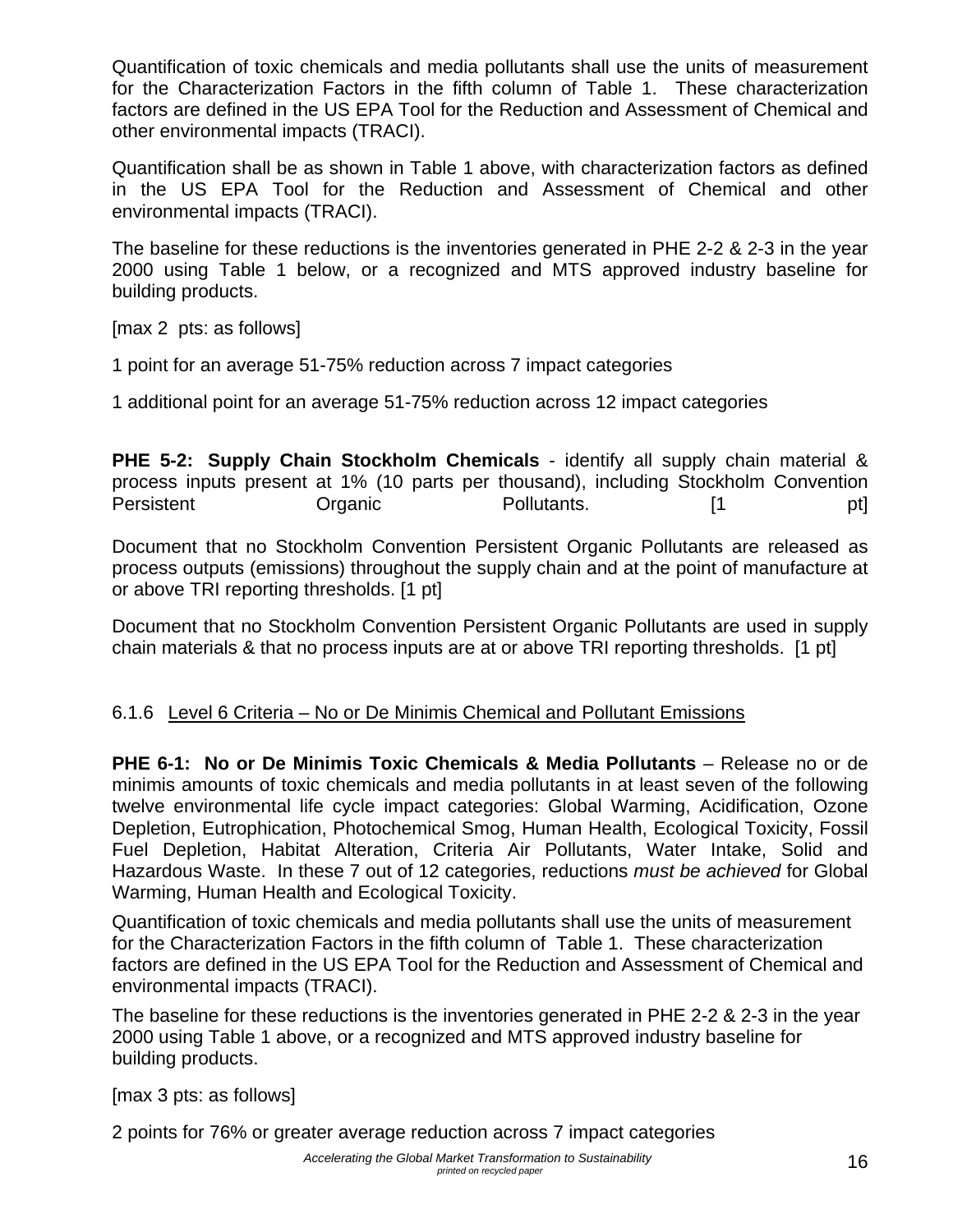Quantification of toxic chemicals and media pollutants shall use the units of measurement for the Characterization Factors in the fifth column of Table 1. These characterization factors are defined in the US EPA Tool for the Reduction and Assessment of Chemical and other environmental impacts (TRACI).

Quantification shall be as shown in Table 1 above, with characterization factors as defined in the US EPA Tool for the Reduction and Assessment of Chemical and other environmental impacts (TRACI).

The baseline for these reductions is the inventories generated in PHE 2-2 & 2-3 in the year 2000 using Table 1 below, or a recognized and MTS approved industry baseline for building products.

[max 2 pts: as follows]

1 point for an average 51-75% reduction across 7 impact categories

1 additional point for an average 51-75% reduction across 12 impact categories

**PHE 5-2: Supply Chain Stockholm Chemicals** - identify all supply chain material & process inputs present at 1% (10 parts per thousand), including Stockholm Convention Persistent Organic Pollutants. [1 pt]

Document that no Stockholm Convention Persistent Organic Pollutants are released as process outputs (emissions) throughout the supply chain and at the point of manufacture at or above TRI reporting thresholds. [1 pt]

Document that no Stockholm Convention Persistent Organic Pollutants are used in supply chain materials & that no process inputs are at or above TRI reporting thresholds. [1 pt]

### 6.1.6 Level 6 Criteria – No or De Minimis Chemical and Pollutant Emissions

**PHE 6-1: No or De Minimis Toxic Chemicals & Media Pollutants** – Release no or de minimis amounts of toxic chemicals and media pollutants in at least seven of the following twelve environmental life cycle impact categories: Global Warming, Acidification, Ozone Depletion, Eutrophication, Photochemical Smog, Human Health, Ecological Toxicity, Fossil Fuel Depletion, Habitat Alteration, Criteria Air Pollutants, Water Intake, Solid and Hazardous Waste. In these 7 out of 12 categories, reductions *must be achieved* for Global Warming, Human Health and Ecological Toxicity.

Quantification of toxic chemicals and media pollutants shall use the units of measurement for the Characterization Factors in the fifth column of Table 1. These characterization factors are defined in the US EPA Tool for the Reduction and Assessment of Chemical and environmental impacts (TRACI).

The baseline for these reductions is the inventories generated in PHE 2-2 & 2-3 in the year 2000 using Table 1 above, or a recognized and MTS approved industry baseline for building products.

[max 3 pts: as follows]

2 points for 76% or greater average reduction across 7 impact categories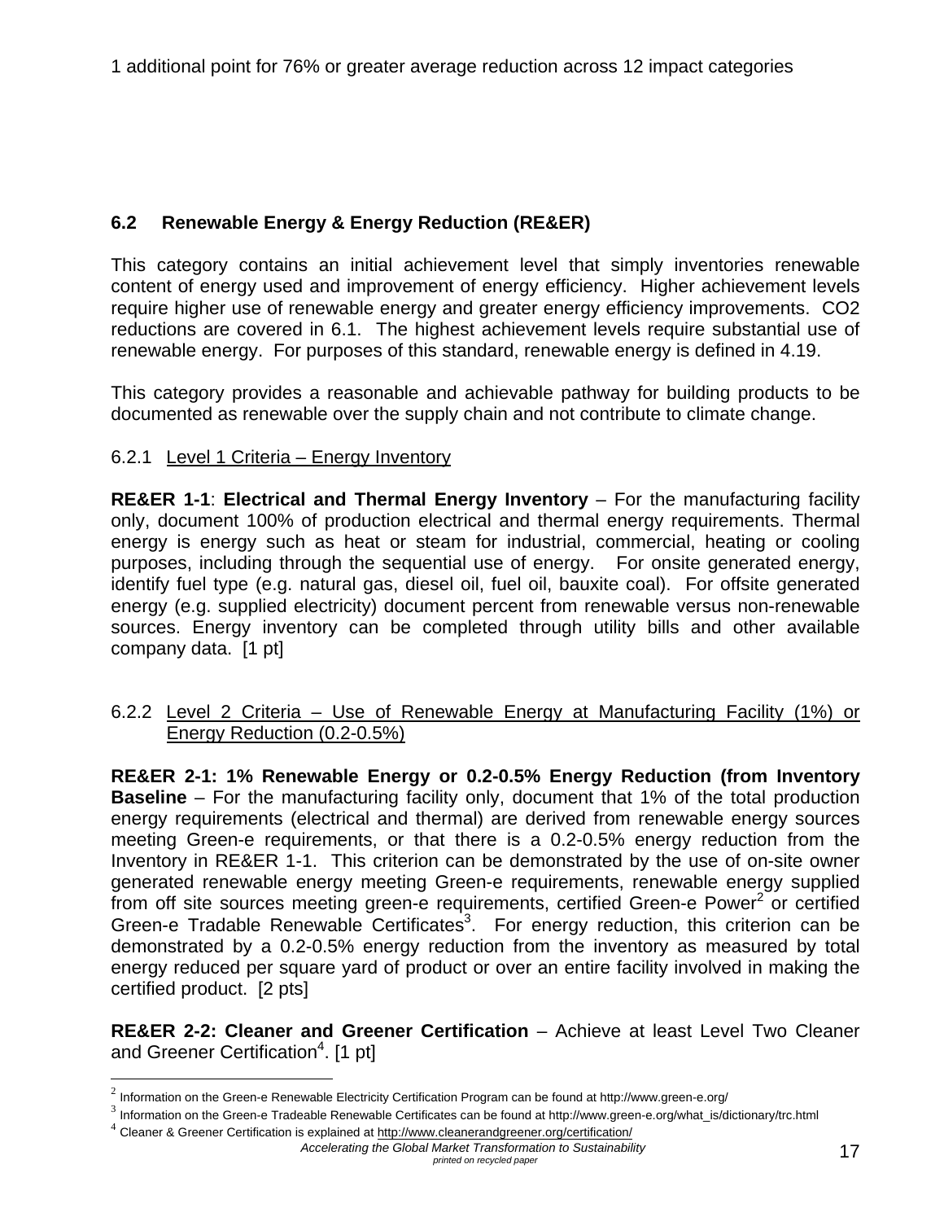1 additional point for 76% or greater average reduction across 12 impact categories

## 6.2 Renewable Energy & Energy Reduction (RE&ER)

This category contains an initial achievement level that simply inventories renewable content of energy used and improvement of energy efficiency. Higher achievement levels require higher use of renewable energy and greater energy efficiency improvements. CO2 reductions are covered in 6.1. The highest achievement levels require substantial use of renewable energy. For purposes of this standard, renewable energy is defined in 4.19.

This category provides a reasonable and achievable pathway for building products to be documented as renewable over the supply chain and not contribute to climate change.

### 6.2.1 Level 1 Criteria – Energy Inventory

**RE&ER 1-1**: **Electrical and Thermal Energy Inventory** – For the manufacturing facility only, document 100% of production electrical and thermal energy requirements. Thermal energy is energy such as heat or steam for industrial, commercial, heating or cooling purposes, including through the sequential use of energy. For onsite generated energy, identify fuel type (e.g. natural gas, diesel oil, fuel oil, bauxite coal). For offsite generated energy (e.g. supplied electricity) document percent from renewable versus non-renewable sources. Energy inventory can be completed through utility bills and other available company data. [1 pt]

### 6.2.2 Level 2 Criteria – Use of Renewable Energy at Manufacturing Facility (1%) or Energy Reduction (0.2-0.5%)

**RE&ER 2-1: 1% Renewable Energy or 0.2-0.5% Energy Reduction (from Inventory Baseline** – For the manufacturing facility only, document that 1% of the total production energy requirements (electrical and thermal) are derived from renewable energy sources meeting Green-e requirements, or that there is a 0.2-0.5% energy reduction from the Inventory in RE&ER 1-1. This criterion can be demonstrated by the use of on-site owner generated renewable energy meeting Green-e requirements, renewable energy supplied from off site sources meeting green-e requirements, certified Green-e Power[2] or certified Green-e Tradable Renewable Certificates[3]. For energy reduction, this criterion can be demonstrated by a 0.2-0.5% energy reduction from the inventory as measured by total energy reduced per square yard of product or over an entire facility involved in making the certified product. [2 pts]

**RE&ER 2-2: Cleaner and Greener Certification** – Achieve at least Level Two Cleaner and Greener Certification[4]. [1 pt]

---

[2] Information on the Green-e Renewable Electricity Certification Program can be found at http://www.green-e.org/

[3] Information on the Green-e Tradeable Renewable Certificates can be found at http://www.green-e.org/what_is/dictionary/trc.html

[4] Cleaner & Greener Certification is explained at http://www.cleanerandgreener.org/certification/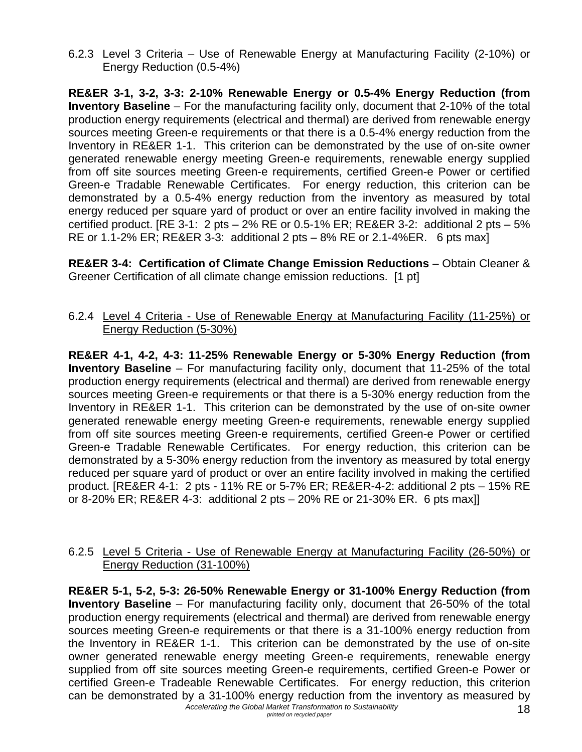### 6.2.3 Level 3 Criteria – Use of Renewable Energy at Manufacturing Facility (2-10%) or Energy Reduction (0.5-4%)

**RE&ER 3-1, 3-2, 3-3: 2-10% Renewable Energy or 0.5-4% Energy Reduction (from Inventory Baseline** – For the manufacturing facility only, document that 2-10% of the total production energy requirements (electrical and thermal) are derived from renewable energy sources meeting Green-e requirements or that there is a 0.5-4% energy reduction from the Inventory in RE&ER 1-1. This criterion can be demonstrated by the use of on-site owner generated renewable energy meeting Green-e requirements, renewable energy supplied from off site sources meeting Green-e requirements, certified Green-e Power or certified Green-e Tradable Renewable Certificates. For energy reduction, this criterion can be demonstrated by a 0.5-4% energy reduction from the inventory as measured by total energy reduced per square yard of product or over an entire facility involved in making the certified product. [RE 3-1: 2 pts – 2% RE or 0.5-1% ER; RE&ER 3-2: additional 2 pts – 5% RE or 1.1-2% ER; RE&ER 3-3: additional 2 pts – 8% RE or 2.1-4%ER. 6 pts max]

**RE&ER 3-4: Certification of Climate Change Emission Reductions** – Obtain Cleaner & Greener Certification of all climate change emission reductions. [1 pt]

### 6.2.4 Level 4 Criteria - Use of Renewable Energy at Manufacturing Facility (11-25%) or Energy Reduction (5-30%)

**RE&ER 4-1, 4-2, 4-3: 11-25% Renewable Energy or 5-30% Energy Reduction (from Inventory Baseline** – For manufacturing facility only, document that 11-25% of the total production energy requirements (electrical and thermal) are derived from renewable energy sources meeting Green-e requirements or that there is a 5-30% energy reduction from the Inventory in RE&ER 1-1. This criterion can be demonstrated by the use of on-site owner generated renewable energy meeting Green-e requirements, renewable energy supplied from off site sources meeting Green-e requirements, certified Green-e Power or certified Green-e Tradable Renewable Certificates. For energy reduction, this criterion can be demonstrated by a 5-30% energy reduction from the inventory as measured by total energy reduced per square yard of product or over an entire facility involved in making the certified product. [RE&ER 4-1: 2 pts - 11% RE or 5-7% ER; RE&ER-4-2: additional 2 pts – 15% RE or 8-20% ER; RE&ER 4-3: additional 2 pts – 20% RE or 21-30% ER. 6 pts max]]

### 6.2.5 Level 5 Criteria - Use of Renewable Energy at Manufacturing Facility (26-50%) or Energy Reduction (31-100%)

**RE&ER 5-1, 5-2, 5-3: 26-50% Renewable Energy or 31-100% Energy Reduction (from Inventory Baseline** – For manufacturing facility only, document that 26-50% of the total production energy requirements (electrical and thermal) are derived from renewable energy sources meeting Green-e requirements or that there is a 31-100% energy reduction from the Inventory in RE&ER 1-1. This criterion can be demonstrated by the use of on-site owner generated renewable energy meeting Green-e requirements, renewable energy supplied from off site sources meeting Green-e requirements, certified Green-e Power or certified Green-e Tradeable Renewable Certificates. For energy reduction, this criterion can be demonstrated by a 31-100% energy reduction from the inventory as measured by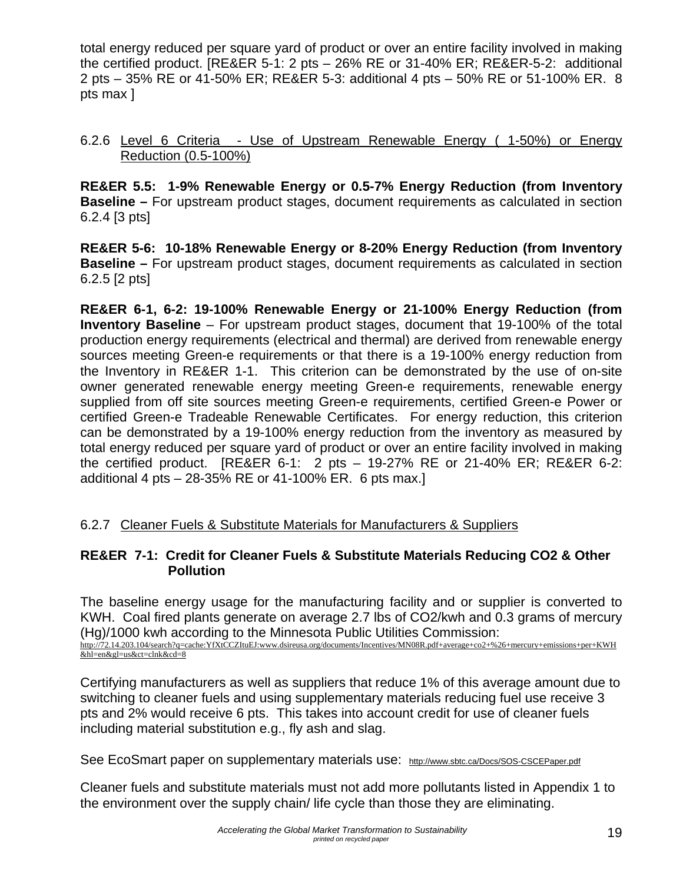total energy reduced per square yard of product or over an entire facility involved in making the certified product. [RE&ER 5-1: 2 pts – 26% RE or 31-40% ER; RE&ER-5-2: additional 2 pts – 35% RE or 41-50% ER; RE&ER 5-3: additional 4 pts – 50% RE or 51-100% ER. 8 pts max ]

6.2.6 Level 6 Criteria - Use of Upstream Renewable Energy ( 1-50%) or Energy Reduction (0.5-100%)

**RE&ER 5.5: 1-9% Renewable Energy or 0.5-7% Energy Reduction (from Inventory Baseline –** For upstream product stages, document requirements as calculated in section 6.2.4 [3 pts]

**RE&ER 5-6: 10-18% Renewable Energy or 8-20% Energy Reduction (from Inventory Baseline –** For upstream product stages, document requirements as calculated in section 6.2.5 [2 pts]

**RE&ER 6-1, 6-2: 19-100% Renewable Energy or 21-100% Energy Reduction (from Inventory Baseline** – For upstream product stages, document that 19-100% of the total production energy requirements (electrical and thermal) are derived from renewable energy sources meeting Green-e requirements or that there is a 19-100% energy reduction from the Inventory in RE&ER 1-1. This criterion can be demonstrated by the use of on-site owner generated renewable energy meeting Green-e requirements, renewable energy supplied from off site sources meeting Green-e requirements, certified Green-e Power or certified Green-e Tradeable Renewable Certificates. For energy reduction, this criterion can be demonstrated by a 19-100% energy reduction from the inventory as measured by total energy reduced per square yard of product or over an entire facility involved in making the certified product. [RE&ER 6-1: 2 pts – 19-27% RE or 21-40% ER; RE&ER 6-2: additional 4 pts – 28-35% RE or 41-100% ER. 6 pts max.]

6.2.7 Cleaner Fuels & Substitute Materials for Manufacturers & Suppliers

**RE&ER 7-1: Credit for Cleaner Fuels & Substitute Materials Reducing CO2 & Other Pollution**

The baseline energy usage for the manufacturing facility and or supplier is converted to KWH. Coal fired plants generate on average 2.7 lbs of $CO_2$/kwh and 0.3 grams of mercury (Hg)/1000 kwh according to the Minnesota Public Utilities Commission:
http://72.14.203.104/search?q=cache:YfXtCCZItuEJ:www.dsireusa.org/documents/Incentives/MN08R.pdf+average+co2+%26+mercury+emissions+per+KWH&hl=en&gl=us&ct=clnk&cd=8

Certifying manufacturers as well as suppliers that reduce 1% of this average amount due to switching to cleaner fuels and using supplementary materials reducing fuel use receive 3 pts and 2% would receive 6 pts. This takes into account credit for use of cleaner fuels including material substitution e.g., fly ash and slag.

See EcoSmart paper on supplementary materials use: http://www.sbtc.ca/Docs/SOS-CSCEPaper.pdf

Cleaner fuels and substitute materials must not add more pollutants listed in Appendix 1 to the environment over the supply chain/ life cycle than those they are eliminating.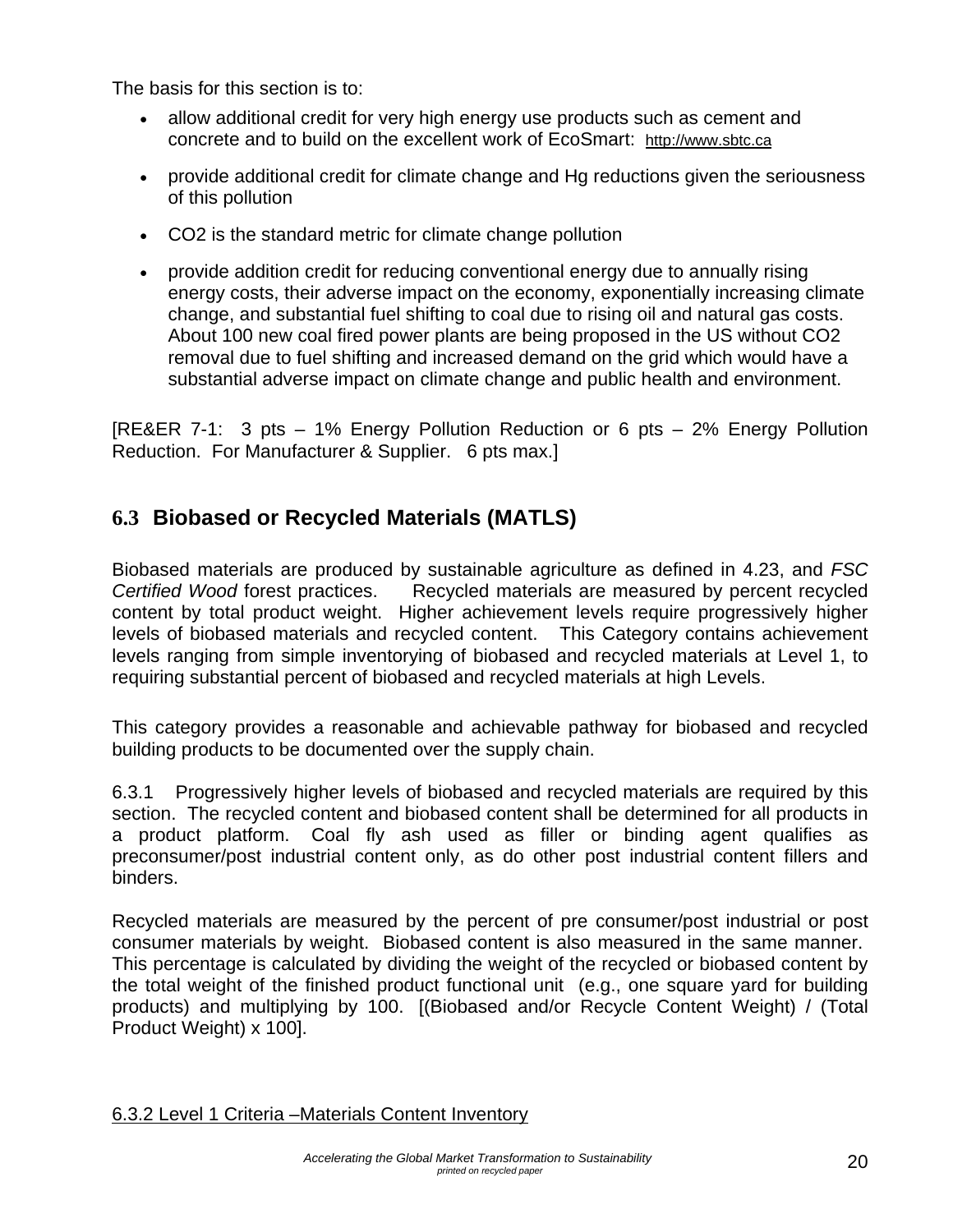The basis for this section is to:

- allow additional credit for very high energy use products such as cement and concrete and to build on the excellent work of EcoSmart: http://www.sbtc.ca
- provide additional credit for climate change and Hg reductions given the seriousness of this pollution
- CO2 is the standard metric for climate change pollution
- provide addition credit for reducing conventional energy due to annually rising energy costs, their adverse impact on the economy, exponentially increasing climate change, and substantial fuel shifting to coal due to rising oil and natural gas costs. About 100 new coal fired power plants are being proposed in the US without CO2 removal due to fuel shifting and increased demand on the grid which would have a substantial adverse impact on climate change and public health and environment.

[RE&ER 7-1: 3 pts – 1% Energy Pollution Reduction or 6 pts – 2% Energy Pollution Reduction. For Manufacturer & Supplier. 6 pts max.]

## 6.3 Biobased or Recycled Materials (MATLS)

Biobased materials are produced by sustainable agriculture as defined in 4.23, and *FSC Certified Wood* forest practices. Recycled materials are measured by percent recycled content by total product weight. Higher achievement levels require progressively higher levels of biobased materials and recycled content. This Category contains achievement levels ranging from simple inventorying of biobased and recycled materials at Level 1, to requiring substantial percent of biobased and recycled materials at high Levels.

This category provides a reasonable and achievable pathway for biobased and recycled building products to be documented over the supply chain.

6.3.1 Progressively higher levels of biobased and recycled materials are required by this section. The recycled content and biobased content shall be determined for all products in a product platform. Coal fly ash used as filler or binding agent qualifies as preconsumer/post industrial content only, as do other post industrial content fillers and binders.

Recycled materials are measured by the percent of pre consumer/post industrial or post consumer materials by weight. Biobased content is also measured in the same manner. This percentage is calculated by dividing the weight of the recycled or biobased content by the total weight of the finished product functional unit (e.g., one square yard for building products) and multiplying by 100. [(Biobased and/or Recycle Content Weight) / (Total Product Weight) x 100].

<u>6.3.2 Level 1 Criteria –Materials Content Inventory</u>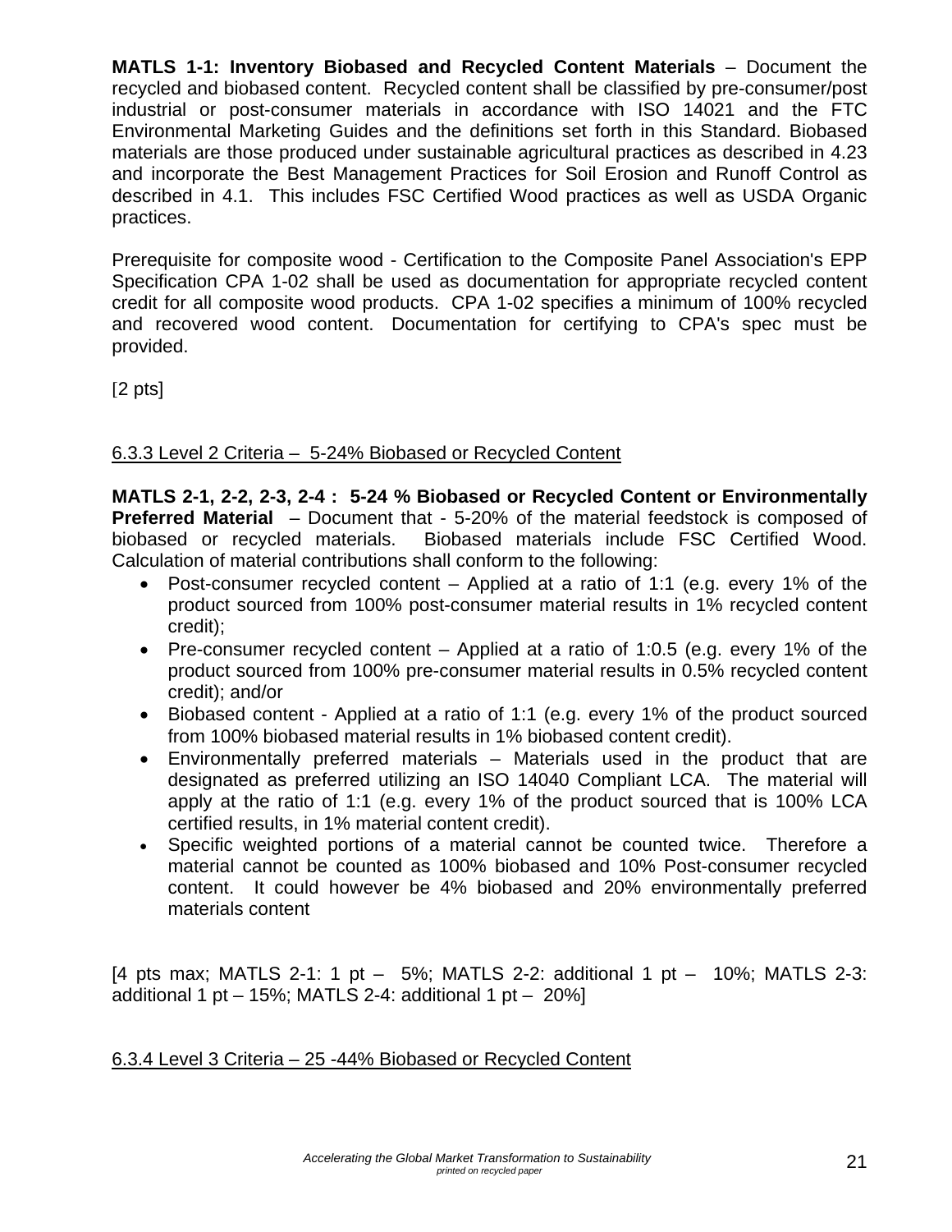**MATLS 1-1: Inventory Biobased and Recycled Content Materials** – Document the recycled and biobased content. Recycled content shall be classified by pre-consumer/post industrial or post-consumer materials in accordance with ISO 14021 and the FTC Environmental Marketing Guides and the definitions set forth in this Standard. Biobased materials are those produced under sustainable agricultural practices as described in 4.23 and incorporate the Best Management Practices for Soil Erosion and Runoff Control as described in 4.1. This includes FSC Certified Wood practices as well as USDA Organic practices.

Prerequisite for composite wood - Certification to the Composite Panel Association's EPP Specification CPA 1-02 shall be used as documentation for appropriate recycled content credit for all composite wood products. CPA 1-02 specifies a minimum of 100% recycled and recovered wood content. Documentation for certifying to CPA's spec must be provided.

[2 pts]

### 6.3.3 Level 2 Criteria – 5-24% Biobased or Recycled Content

**MATLS 2-1, 2-2, 2-3, 2-4 : 5-24 % Biobased or Recycled Content or Environmentally Preferred Material** – Document that - 5-20% of the material feedstock is composed of biobased or recycled materials. Biobased materials include FSC Certified Wood. Calculation of material contributions shall conform to the following:

- Post-consumer recycled content – Applied at a ratio of 1:1 (e.g. every 1% of the product sourced from 100% post-consumer material results in 1% recycled content credit);
- Pre-consumer recycled content – Applied at a ratio of 1:0.5 (e.g. every 1% of the product sourced from 100% pre-consumer material results in 0.5% recycled content credit); and/or
- Biobased content - Applied at a ratio of 1:1 (e.g. every 1% of the product sourced from 100% biobased material results in 1% biobased content credit).
- Environmentally preferred materials – Materials used in the product that are designated as preferred utilizing an ISO 14040 Compliant LCA. The material will apply at the ratio of 1:1 (e.g. every 1% of the product sourced that is 100% LCA certified results, in 1% material content credit).
- Specific weighted portions of a material cannot be counted twice. Therefore a material cannot be counted as 100% biobased and 10% Post-consumer recycled content. It could however be 4% biobased and 20% environmentally preferred materials content

[4 pts max; MATLS 2-1: 1 pt – 5%; MATLS 2-2: additional 1 pt – 10%; MATLS 2-3: additional 1 pt – 15%; MATLS 2-4: additional 1 pt – 20%]

### 6.3.4 Level 3 Criteria – 25 -44% Biobased or Recycled Content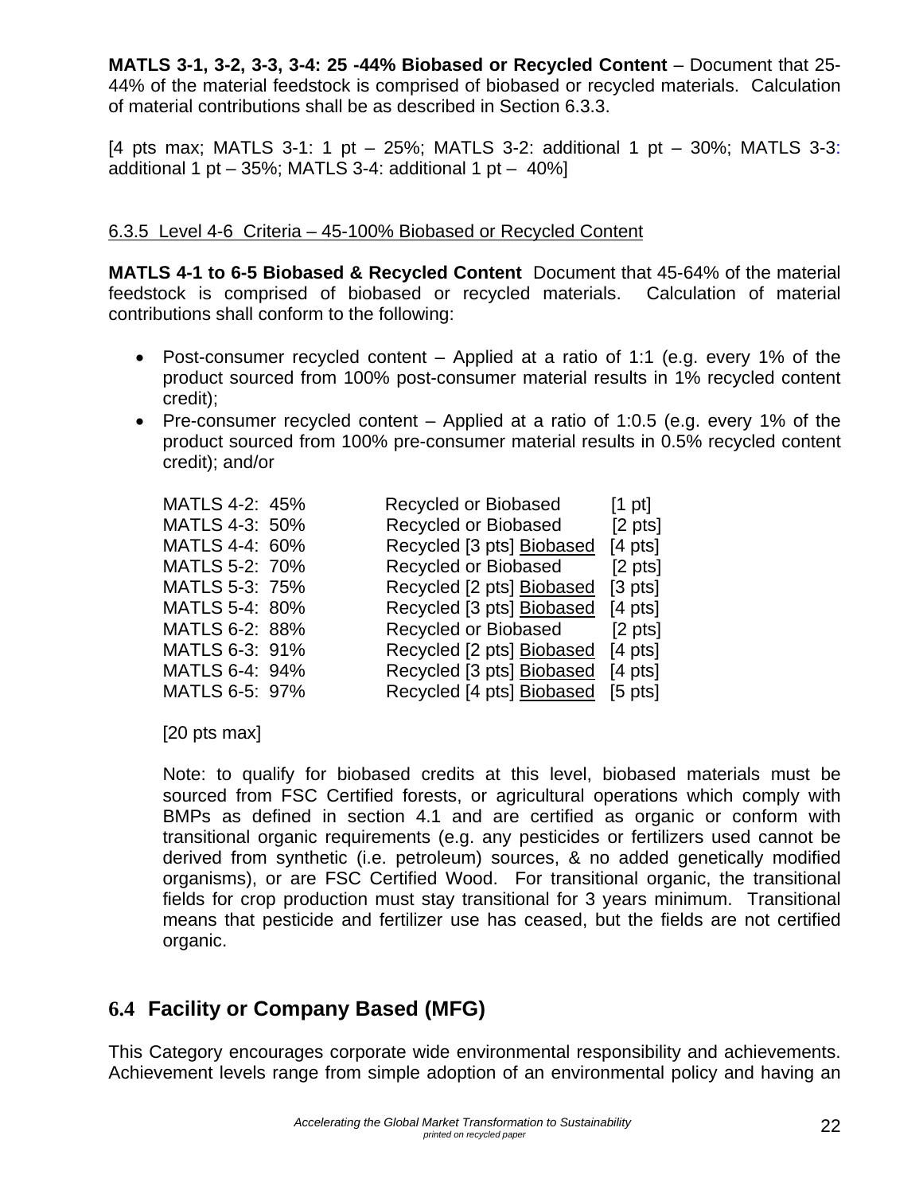**MATLS 3-1, 3-2, 3-3, 3-4: 25 -44% Biobased or Recycled Content** – Document that 25-44% of the material feedstock is comprised of biobased or recycled materials. Calculation of material contributions shall be as described in Section 6.3.3.

[4 pts max; MATLS 3-1: 1 pt – 25%; MATLS 3-2: additional 1 pt – 30%; MATLS 3-3: additional 1 pt – 35%; MATLS 3-4: additional 1 pt – 40%]

6.3.5 Level 4-6 Criteria – 45-100% Biobased or Recycled Content

**MATLS 4-1 to 6-5 Biobased & Recycled Content** Document that 45-64% of the material feedstock is comprised of biobased or recycled materials. Calculation of material contributions shall conform to the following:

- Post-consumer recycled content – Applied at a ratio of 1:1 (e.g. every 1% of the product sourced from 100% post-consumer material results in 1% recycled content credit);
- Pre-consumer recycled content – Applied at a ratio of 1:0.5 (e.g. every 1% of the product sourced from 100% pre-consumer material results in 0.5% recycled content credit); and/or

| | | |
|---|---|---|
| MATLS 4-2: 45% | Recycled or Biobased | [1 pt] |
| MATLS 4-3: 50% | Recycled or Biobased | [2 pts] |
| MATLS 4-4: 60% | Recycled [3 pts] Biobased | [4 pts] |
| MATLS 5-2: 70% | Recycled or Biobased | [2 pts] |
| MATLS 5-3: 75% | Recycled [2 pts] Biobased | [3 pts] |
| MATLS 5-4: 80% | Recycled [3 pts] Biobased | [4 pts] |
| MATLS 6-2: 88% | Recycled or Biobased | [2 pts] |
| MATLS 6-3: 91% | Recycled [2 pts] Biobased | [4 pts] |
| MATLS 6-4: 94% | Recycled [3 pts] Biobased | [4 pts] |
| MATLS 6-5: 97% | Recycled [4 pts] Biobased | [5 pts] |

[20 pts max]

Note: to qualify for biobased credits at this level, biobased materials must be sourced from FSC Certified forests, or agricultural operations which comply with BMPs as defined in section 4.1 and are certified as organic or conform with transitional organic requirements (e.g. any pesticides or fertilizers used cannot be derived from synthetic (i.e. petroleum) sources, & no added genetically modified organisms), or are FSC Certified Wood. For transitional organic, the transitional fields for crop production must stay transitional for 3 years minimum. Transitional means that pesticide and fertilizer use has ceased, but the fields are not certified organic.

## 6.4 Facility or Company Based (MFG)

This Category encourages corporate wide environmental responsibility and achievements. Achievement levels range from simple adoption of an environmental policy and having an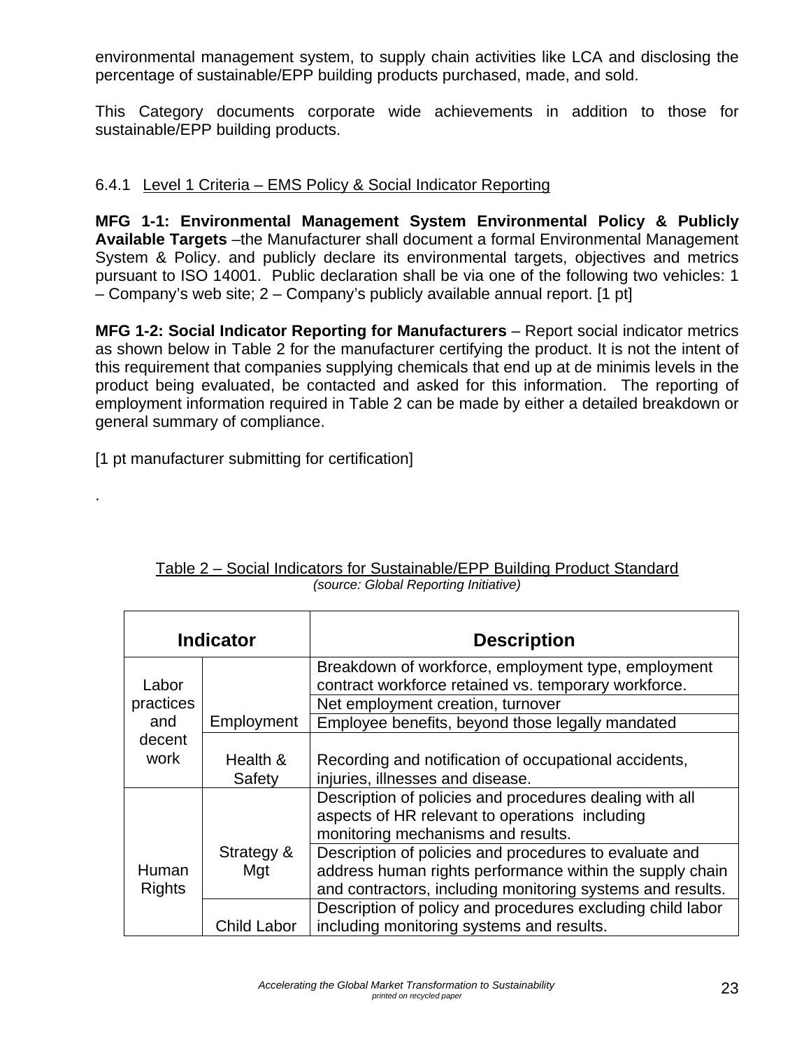environmental management system, to supply chain activities like LCA and disclosing the percentage of sustainable/EPP building products purchased, made, and sold.

This Category documents corporate wide achievements in addition to those for sustainable/EPP building products.

### 6.4.1 Level 1 Criteria – EMS Policy & Social Indicator Reporting

**MFG 1-1: Environmental Management System Environmental Policy & Publicly Available Targets** –the Manufacturer shall document a formal Environmental Management System & Policy. and publicly declare its environmental targets, objectives and metrics pursuant to ISO 14001. Public declaration shall be via one of the following two vehicles: 1 – Company's web site; 2 – Company's publicly available annual report. [1 pt]

**MFG 1-2: Social Indicator Reporting for Manufacturers** – Report social indicator metrics as shown below in Table 2 for the manufacturer certifying the product. It is not the intent of this requirement that companies supplying chemicals that end up at de minimis levels in the product being evaluated, be contacted and asked for this information. The reporting of employment information required in Table 2 can be made by either a detailed breakdown or general summary of compliance.

[1 pt manufacturer submitting for certification]

.

Table 2 – Social Indicators for Sustainable/EPP Building Product Standard
*(source: Global Reporting Initiative)*

| Indicator | | Description |
|---|---|---|
| Labor practices and decent work | Employment | Breakdown of workforce, employment type, employment contract workforce retained vs. temporary workforce. |
| | | Net employment creation, turnover |
| | | Employee benefits, beyond those legally mandated |
| | Health & Safety | Recording and notification of occupational accidents, injuries, illnesses and disease. |
| Human Rights | Strategy & Mgt | Description of policies and procedures dealing with all aspects of HR relevant to operations including monitoring mechanisms and results. |
| | | Description of policies and procedures to evaluate and address human rights performance within the supply chain and contractors, including monitoring systems and results. |
| | Child Labor | Description of policy and procedures excluding child labor including monitoring systems and results. |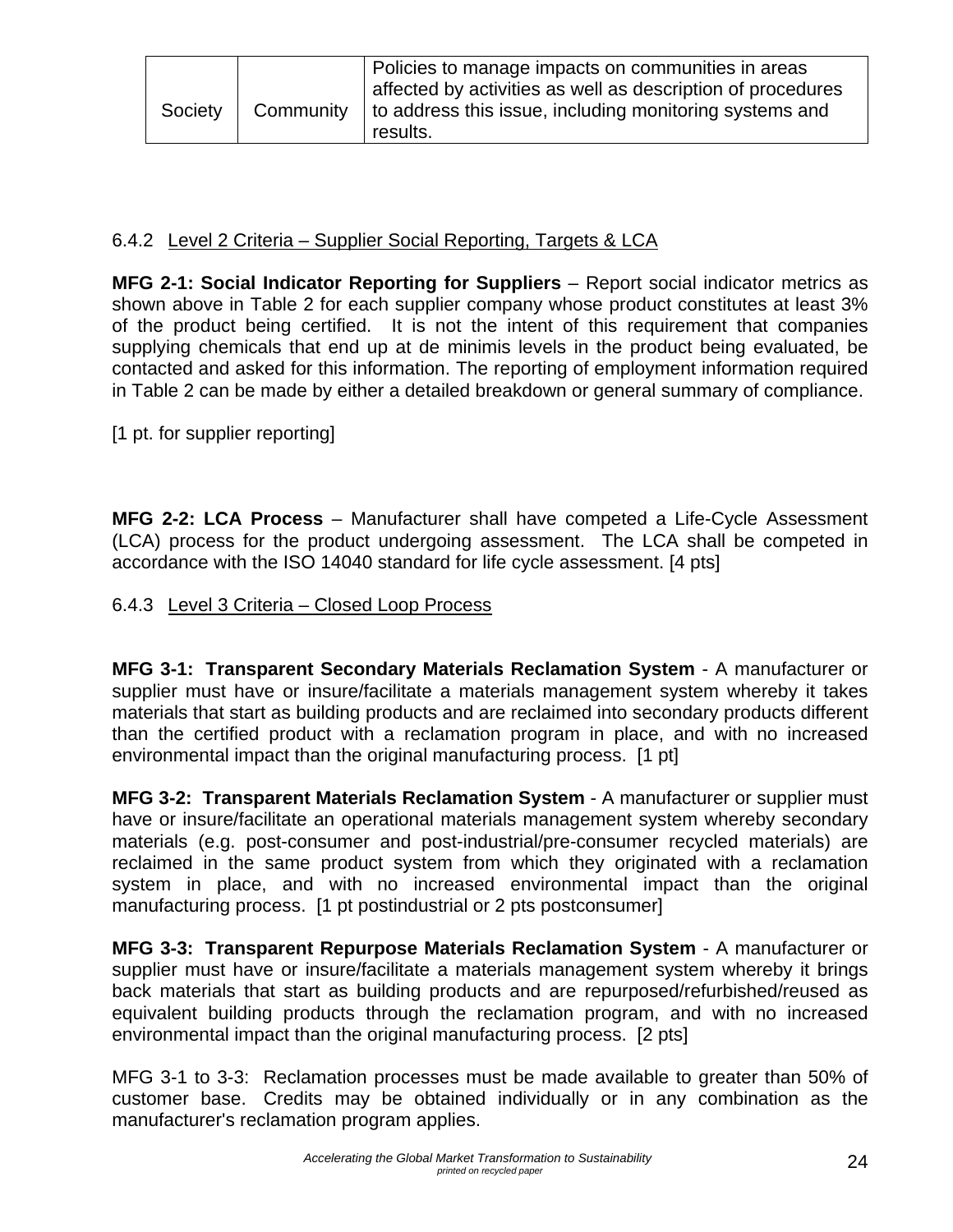| Society | Community | Policies to manage impacts on communities in areas affected by activities as well as description of procedures to address this issue, including monitoring systems and results. |
|---|---|---|

### 6.4.2 Level 2 Criteria – Supplier Social Reporting, Targets & LCA

**MFG 2-1: Social Indicator Reporting for Suppliers** – Report social indicator metrics as shown above in Table 2 for each supplier company whose product constitutes at least 3% of the product being certified. It is not the intent of this requirement that companies supplying chemicals that end up at de minimis levels in the product being evaluated, be contacted and asked for this information. The reporting of employment information required in Table 2 can be made by either a detailed breakdown or general summary of compliance.

[1 pt. for supplier reporting]

**MFG 2-2: LCA Process** – Manufacturer shall have competed a Life-Cycle Assessment (LCA) process for the product undergoing assessment. The LCA shall be competed in accordance with the ISO 14040 standard for life cycle assessment. [4 pts]

### 6.4.3 Level 3 Criteria – Closed Loop Process

**MFG 3-1: Transparent Secondary Materials Reclamation System** - A manufacturer or supplier must have or insure/facilitate a materials management system whereby it takes materials that start as building products and are reclaimed into secondary products different than the certified product with a reclamation program in place, and with no increased environmental impact than the original manufacturing process. [1 pt]

**MFG 3-2: Transparent Materials Reclamation System** - A manufacturer or supplier must have or insure/facilitate an operational materials management system whereby secondary materials (e.g. post-consumer and post-industrial/pre-consumer recycled materials) are reclaimed in the same product system from which they originated with a reclamation system in place, and with no increased environmental impact than the original manufacturing process. [1 pt postindustrial or 2 pts postconsumer]

**MFG 3-3: Transparent Repurpose Materials Reclamation System** - A manufacturer or supplier must have or insure/facilitate a materials management system whereby it brings back materials that start as building products and are repurposed/refurbished/reused as equivalent building products through the reclamation program, and with no increased environmental impact than the original manufacturing process. [2 pts]

MFG 3-1 to 3-3: Reclamation processes must be made available to greater than 50% of customer base. Credits may be obtained individually or in any combination as the manufacturer's reclamation program applies.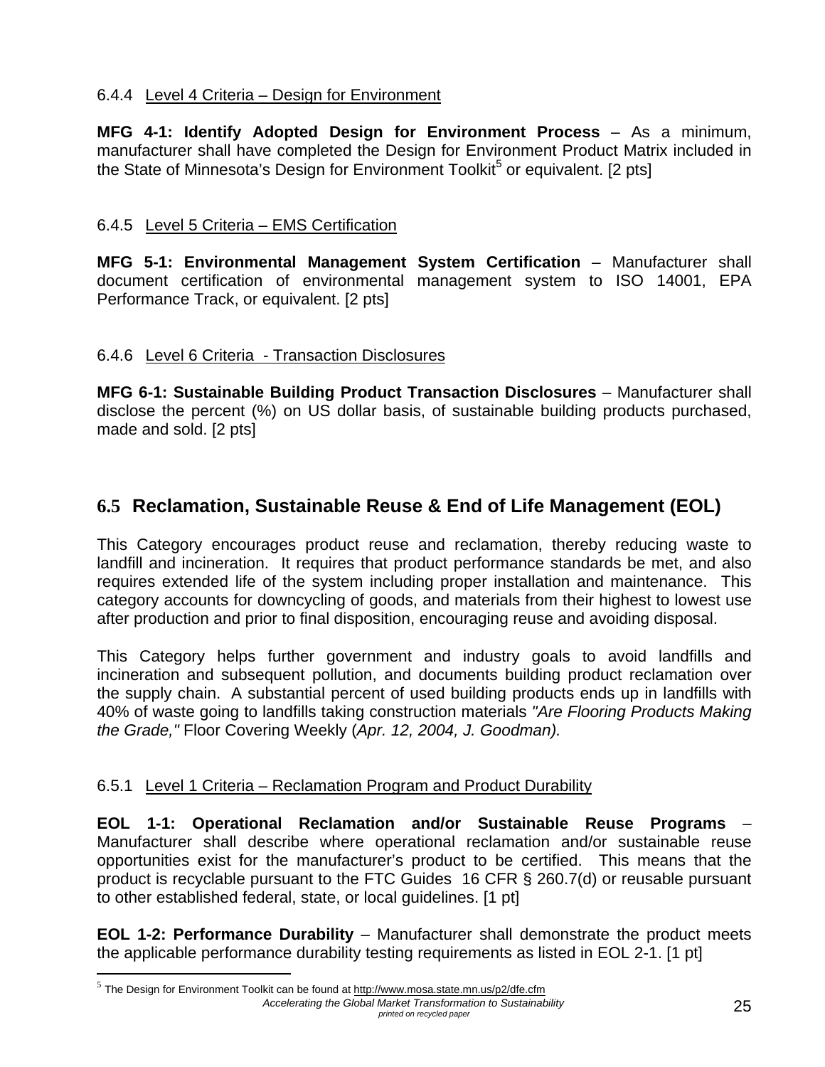#### 6.4.4 Level 4 Criteria – Design for Environment

**MFG 4-1: Identify Adopted Design for Environment Process** – As a minimum, manufacturer shall have completed the Design for Environment Product Matrix included in the State of Minnesota's Design for Environment Toolkit[5] or equivalent. [2 pts]

#### 6.4.5 Level 5 Criteria – EMS Certification

**MFG 5-1: Environmental Management System Certification** – Manufacturer shall document certification of environmental management system to ISO 14001, EPA Performance Track, or equivalent. [2 pts]

#### 6.4.6 Level 6 Criteria - Transaction Disclosures

**MFG 6-1: Sustainable Building Product Transaction Disclosures** – Manufacturer shall disclose the percent (%) on US dollar basis, of sustainable building products purchased, made and sold. [2 pts]

## 6.5 Reclamation, Sustainable Reuse & End of Life Management (EOL)

This Category encourages product reuse and reclamation, thereby reducing waste to landfill and incineration. It requires that product performance standards be met, and also requires extended life of the system including proper installation and maintenance. This category accounts for downcycling of goods, and materials from their highest to lowest use after production and prior to final disposition, encouraging reuse and avoiding disposal.

This Category helps further government and industry goals to avoid landfills and incineration and subsequent pollution, and documents building product reclamation over the supply chain. A substantial percent of used building products ends up in landfills with 40% of waste going to landfills taking construction materials *"Are Flooring Products Making the Grade,"* Floor Covering Weekly (*Apr. 12, 2004, J. Goodman).*

#### 6.5.1 Level 1 Criteria – Reclamation Program and Product Durability

**EOL 1-1: Operational Reclamation and/or Sustainable Reuse Programs** – Manufacturer shall describe where operational reclamation and/or sustainable reuse opportunities exist for the manufacturer's product to be certified. This means that the product is recyclable pursuant to the FTC Guides 16 CFR § 260.7(d) or reusable pursuant to other established federal, state, or local guidelines. [1 pt]

**EOL 1-2: Performance Durability** – Manufacturer shall demonstrate the product meets the applicable performance durability testing requirements as listed in EOL 2-1. [1 pt]

---

[5] The Design for Environment Toolkit can be found at http://www.mosa.state.mn.us/p2/dfe.cfm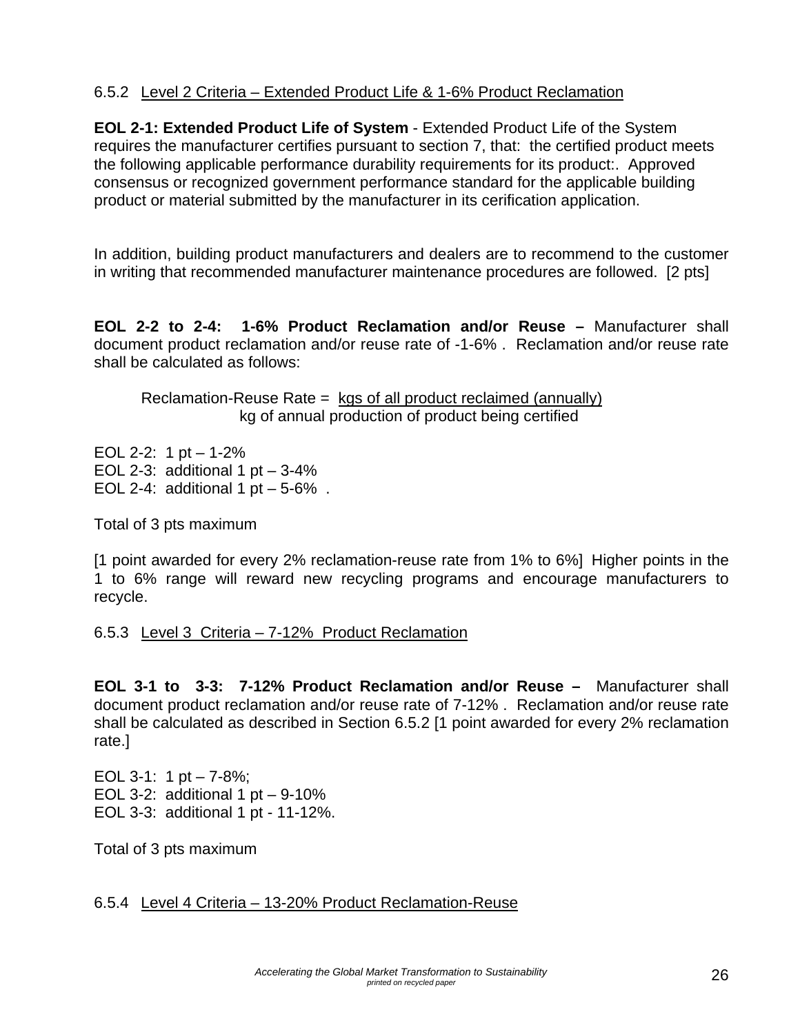### 6.5.2 Level 2 Criteria – Extended Product Life & 1-6% Product Reclamation

**EOL 2-1: Extended Product Life of System** - Extended Product Life of the System requires the manufacturer certifies pursuant to section 7, that: the certified product meets the following applicable performance durability requirements for its product:. Approved consensus or recognized government performance standard for the applicable building product or material submitted by the manufacturer in its cerification application.

In addition, building product manufacturers and dealers are to recommend to the customer in writing that recommended manufacturer maintenance procedures are followed. [2 pts]

**EOL 2-2 to 2-4: 1-6% Product Reclamation and/or Reuse –** Manufacturer shall document product reclamation and/or reuse rate of -1-6% . Reclamation and/or reuse rate shall be calculated as follows:

$$\text{Reclamation-Reuse Rate} = \frac{\text{kgs of all product reclaimed (annually)}}{\text{kg of annual production of product being certified}}$$

EOL 2-2: 1 pt – 1-2%
EOL 2-3: additional 1 pt – 3-4%
EOL 2-4: additional 1 pt – 5-6% .

Total of 3 pts maximum

[1 point awarded for every 2% reclamation-reuse rate from 1% to 6%] Higher points in the 1 to 6% range will reward new recycling programs and encourage manufacturers to recycle.

### 6.5.3 Level 3 Criteria – 7-12% Product Reclamation

**EOL 3-1 to 3-3: 7-12% Product Reclamation and/or Reuse –** Manufacturer shall document product reclamation and/or reuse rate of 7-12% . Reclamation and/or reuse rate shall be calculated as described in Section 6.5.2 [1 point awarded for every 2% reclamation rate.]

EOL 3-1: 1 pt – 7-8%;
EOL 3-2: additional 1 pt – 9-10%
EOL 3-3: additional 1 pt - 11-12%.

Total of 3 pts maximum

### 6.5.4 Level 4 Criteria – 13-20% Product Reclamation-Reuse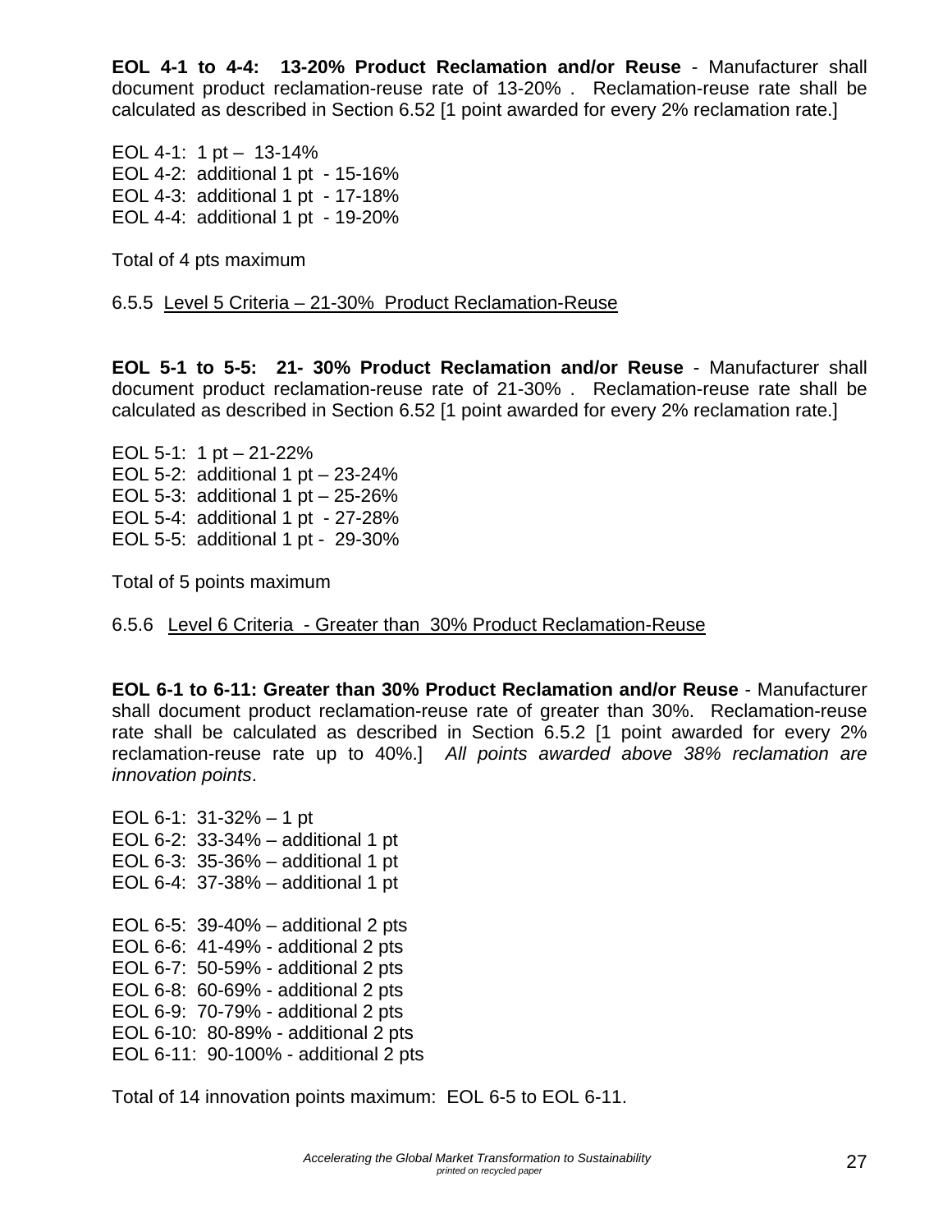**EOL 4-1 to 4-4: 13-20% Product Reclamation and/or Reuse** - Manufacturer shall document product reclamation-reuse rate of 13-20% . Reclamation-reuse rate shall be calculated as described in Section 6.52 [1 point awarded for every 2% reclamation rate.]

EOL 4-1: 1 pt – 13-14%
EOL 4-2: additional 1 pt - 15-16%
EOL 4-3: additional 1 pt - 17-18%
EOL 4-4: additional 1 pt - 19-20%

Total of 4 pts maximum

### 6.5.5 <u>Level 5 Criteria – 21-30% Product Reclamation-Reuse</u>

**EOL 5-1 to 5-5: 21- 30% Product Reclamation and/or Reuse** - Manufacturer shall document product reclamation-reuse rate of 21-30% . Reclamation-reuse rate shall be calculated as described in Section 6.52 [1 point awarded for every 2% reclamation rate.]

EOL 5-1: 1 pt – 21-22%
EOL 5-2: additional 1 pt – 23-24%
EOL 5-3: additional 1 pt – 25-26%
EOL 5-4: additional 1 pt - 27-28%
EOL 5-5: additional 1 pt - 29-30%

Total of 5 points maximum

### 6.5.6 <u>Level 6 Criteria - Greater than 30% Product Reclamation-Reuse</u>

**EOL 6-1 to 6-11: Greater than 30% Product Reclamation and/or Reuse** - Manufacturer shall document product reclamation-reuse rate of greater than 30%. Reclamation-reuse rate shall be calculated as described in Section 6.5.2 [1 point awarded for every 2% reclamation-reuse rate up to 40%.] *All points awarded above 38% reclamation are innovation points*.

EOL 6-1: 31-32% – 1 pt
EOL 6-2: 33-34% – additional 1 pt
EOL 6-3: 35-36% – additional 1 pt
EOL 6-4: 37-38% – additional 1 pt

EOL 6-5: 39-40% – additional 2 pts
EOL 6-6: 41-49% - additional 2 pts
EOL 6-7: 50-59% - additional 2 pts
EOL 6-8: 60-69% - additional 2 pts
EOL 6-9: 70-79% - additional 2 pts
EOL 6-10: 80-89% - additional 2 pts
EOL 6-11: 90-100% - additional 2 pts

Total of 14 innovation points maximum: EOL 6-5 to EOL 6-11.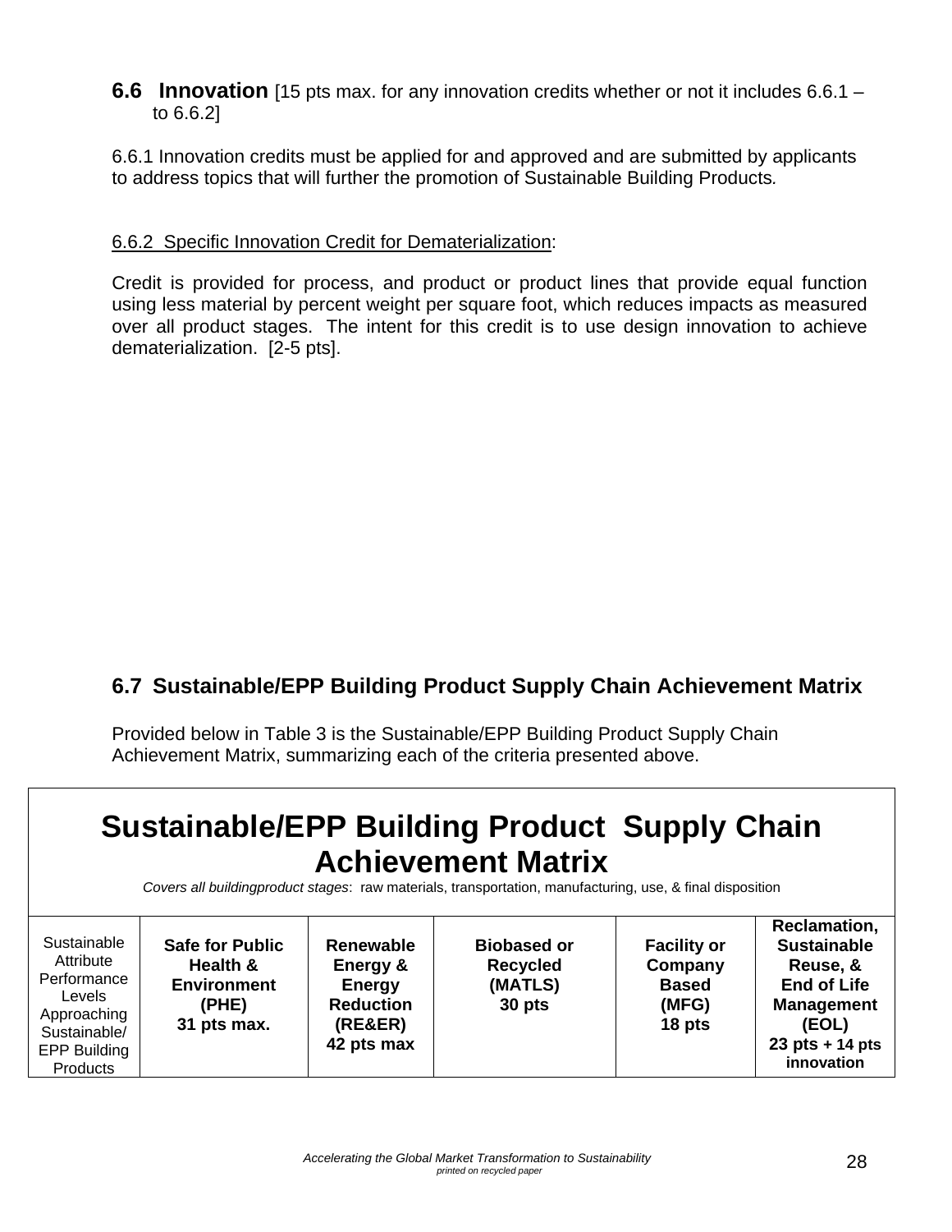## 6.6 Innovation [15 pts max. for any innovation credits whether or not it includes 6.6.1 – to 6.6.2]

6.6.1 Innovation credits must be applied for and approved and are submitted by applicants to address topics that will further the promotion of Sustainable Building Products.

6.6.2 Specific Innovation Credit for Dematerialization:

Credit is provided for process, and product or product lines that provide equal function using less material by percent weight per square foot, which reduces impacts as measured over all product stages. The intent for this credit is to use design innovation to achieve dematerialization. [2-5 pts].

## 6.7 Sustainable/EPP Building Product Supply Chain Achievement Matrix

Provided below in Table 3 is the Sustainable/EPP Building Product Supply Chain Achievement Matrix, summarizing each of the criteria presented above.

| **Sustainable/EPP Building Product Supply Chain Achievement Matrix**<br>*Covers all buildingproduct stages*: raw materials, transportation, manufacturing, use, & final disposition | | | | | |
|---|---|---|---|---|---|
| Sustainable Attribute Performance Levels Approaching Sustainable/ EPP Building Products | **Safe for Public Health & Environment (PHE) 31 pts max.** | **Renewable Energy & Energy Reduction (RE&ER) 42 pts max** | **Biobased or Recycled (MATLS) 30 pts** | **Facility or Company Based (MFG) 18 pts** | **Reclamation, Sustainable Reuse, & End of Life Management (EOL) 23 pts + 14 pts innovation** |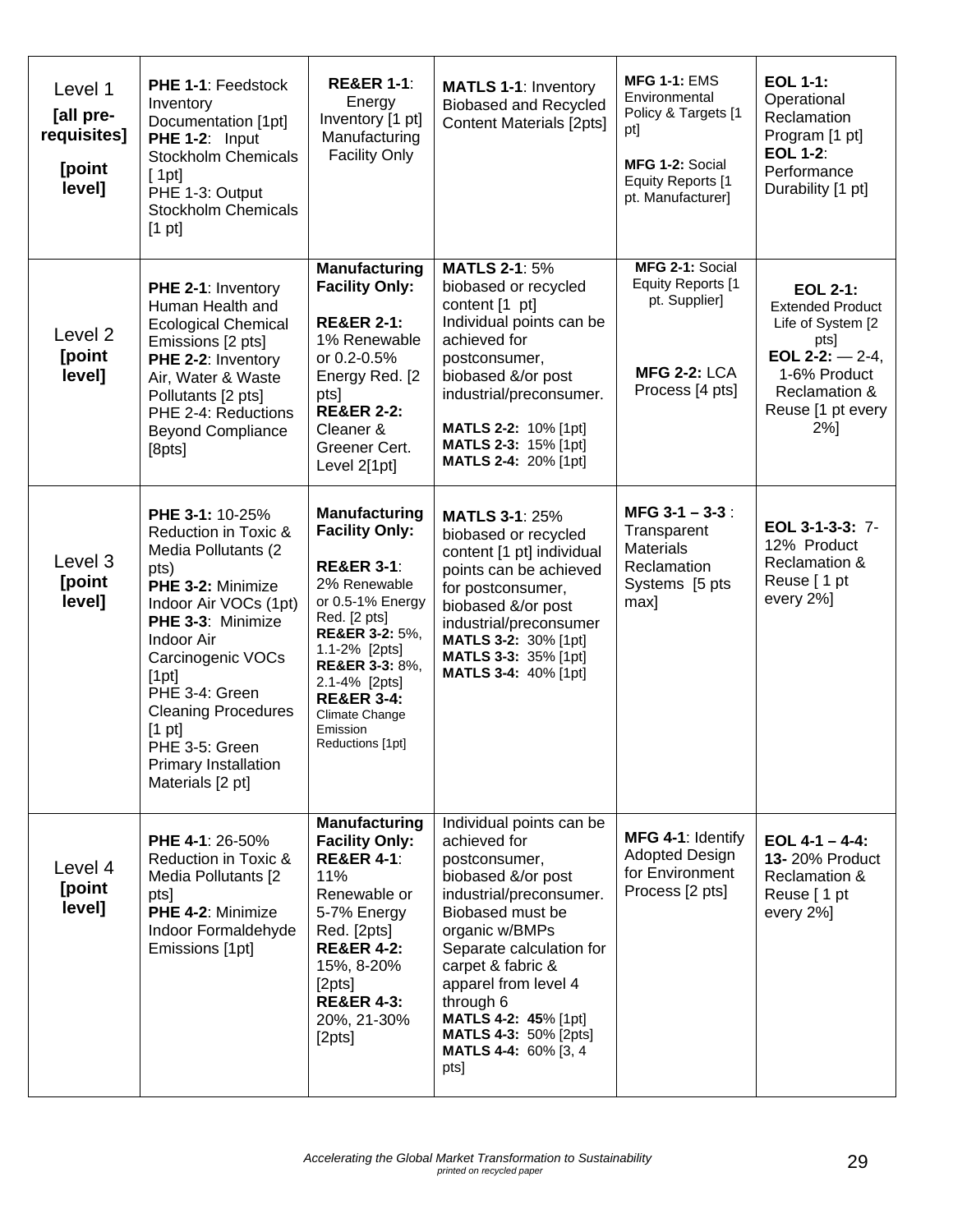| Level 1 **[all pre-requisites]** **[point level]** | **PHE 1-1**: Feedstock Inventory Documentation [1pt] **PHE 1-2**: Input Stockholm Chemicals [ 1pt] PHE 1-3: Output Stockholm Chemicals [1 pt] | **RE&ER 1-1**: Energy Inventory [1 pt] Manufacturing Facility Only | **MATLS 1-1**: Inventory Biobased and Recycled Content Materials [2pts] | **MFG 1-1:** EMS Environmental Policy & Targets [1 pt] **MFG 1-2:** Social Equity Reports [1 pt. Manufacturer] | **EOL 1-1:** Operational Reclamation Program [1 pt] **EOL 1-2**: Performance Durability [1 pt] |
|---|---|---|---|---|---|
| Level 2 **[point level]** | **PHE 2-1**: Inventory Human Health and Ecological Chemical Emissions [2 pts] **PHE 2-2**: Inventory Air, Water & Waste Pollutants [2 pts] PHE 2-4: Reductions Beyond Compliance [8pts] | **Manufacturing Facility Only:** **RE&ER 2-1:** 1% Renewable or 0.2-0.5% Energy Red. [2 pts] **RE&ER 2-2:** Cleaner & Greener Cert. Level 2[1pt] | **MATLS 2-1**: 5% biobased or recycled content [1 pt] Individual points can be achieved for postconsumer, biobased &/or post industrial/preconsumer. **MATLS 2-2:** 10% [1pt] **MATLS 2-3:** 15% [1pt] **MATLS 2-4:** 20% [1pt] | **MFG 2-1:** Social Equity Reports [1 pt. Supplier] **MFG 2-2:** LCA Process [4 pts] | **EOL 2-1:** Extended Product Life of System [2 pts] **EOL 2-2:** — 2-4, 1-6% Product Reclamation & Reuse [1 pt every 2%] |
| Level 3 **[point level]** | **PHE 3-1:** 10-25% Reduction in Toxic & Media Pollutants (2 pts) **PHE 3-2:** Minimize Indoor Air VOCs (1pt) **PHE 3-3**: Minimize Indoor Air Carcinogenic VOCs [1pt] PHE 3-4: Green Cleaning Procedures [1 pt] PHE 3-5: Green Primary Installation Materials [2 pt] | **Manufacturing Facility Only:** **RE&ER 3-1**: 2% Renewable or 0.5-1% Energy Red. [2 pts] **RE&ER 3-2:** 5%, 1.1-2% [2pts] **RE&ER 3-3:** 8%, 2.1-4% [2pts] **RE&ER 3-4:** Climate Change Emission Reductions [1pt] | **MATLS 3-1**: 25% biobased or recycled content [1 pt] individual points can be achieved for postconsumer, biobased &/or post industrial/preconsumer **MATLS 3-2:** 30% [1pt] **MATLS 3-3:** 35% [1pt] **MATLS 3-4:** 40% [1pt] | **MFG 3-1 – 3-3** : Transparent Materials Reclamation Systems [5 pts max] | **EOL 3-1-3-3:** 7-12% Product Reclamation & Reuse [ 1 pt every 2%] |
| Level 4 **[point level]** | **PHE 4-1**: 26-50% Reduction in Toxic & Media Pollutants [2 pts] **PHE 4-2**: Minimize Indoor Formaldehyde Emissions [1pt] | **Manufacturing Facility Only:** **RE&ER 4-1**: 11% Renewable or 5-7% Energy Red. [2pts] **RE&ER 4-2:** 15%, 8-20% [2pts] **RE&ER 4-3:** 20%, 21-30% [2pts] | Individual points can be achieved for postconsumer, biobased &/or post industrial/preconsumer. Biobased must be organic w/BMPs Separate calculation for carpet & fabric & apparel from level 4 through 6 **MATLS 4-2: 45**% [1pt] **MATLS 4-3:** 50% [2pts] **MATLS 4-4:** 60% [3, 4 pts] | **MFG 4-1**: Identify Adopted Design for Environment Process [2 pts] | **EOL 4-1 – 4-4:** **13-** 20% Product Reclamation & Reuse [ 1 pt every 2%] |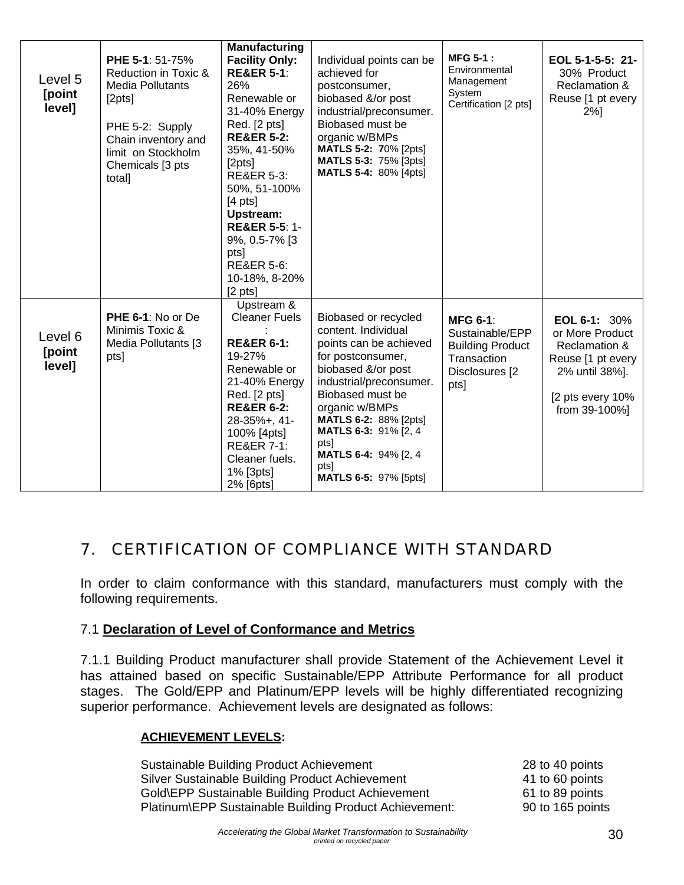| | | | | | |
|---|---|---|---|---|---|
| Level 5 **[point level]** | **PHE 5-1**: 51-75% Reduction in Toxic & Media Pollutants [2pts]<br><br>PHE 5-2: Supply Chain inventory and limit on Stockholm Chemicals [3 pts total] | **Manufacturing Facility Only:** **RE&ER 5-1**: 26% Renewable or 31-40% Energy Red. [2 pts] **RE&ER 5-2:** 35%, 41-50% [2pts] RE&ER 5-3: 50%, 51-100% [4 pts] **Upstream:** **RE&ER 5-5**: 1-9%, 0.5-7% [3 pts] RE&ER 5-6: 10-18%, 8-20% [2 pts] | Individual points can be achieved for postconsumer, biobased &/or post industrial/preconsumer. Biobased must be organic w/BMPs **MATLS 5-2: 7**0% [2pts] **MATLS 5-3:** 75% [3pts] **MATLS 5-4:** 80% [4pts] | **MFG 5-1 :** Environmental Management System Certification [2 pts] | **EOL 5-1-5-5: 21-** 30% Product Reclamation & Reuse [1 pt every 2%] |
| Level 6 **[point level]** | **PHE 6-1**: No or De Minimis Toxic & Media Pollutants [3 pts] | Upstream & Cleaner Fuels : **RE&ER 6-1:** 19-27% Renewable or 21-40% Energy Red. [2 pts] **RE&ER 6-2:** 28-35%+, 41-100% [4pts] RE&ER 7-1: Cleaner fuels. 1% [3pts] 2% [6pts] | Biobased or recycled content. Individual points can be achieved for postconsumer, biobased &/or post industrial/preconsumer. Biobased must be organic w/BMPs **MATLS 6-2:** 88% [2pts] **MATLS 6-3:** 91% [2, 4 pts] **MATLS 6-4:** 94% [2, 4 pts] **MATLS 6-5:** 97% [5pts] | **MFG 6-1**: Sustainable/EPP Building Product Transaction Disclosures [2 pts] | **EOL 6-1:** 30% or More Product Reclamation & Reuse [1 pt every 2% until 38%].<br><br>[2 pts every 10% from 39-100%] |

## 7. CERTIFICATION OF COMPLIANCE WITH STANDARD

In order to claim conformance with this standard, manufacturers must comply with the following requirements.

### 7.1 **Declaration of Level of Conformance and Metrics**

7.1.1 Building Product manufacturer shall provide Statement of the Achievement Level it has attained based on specific Sustainable/EPP Attribute Performance for all product stages. The Gold/EPP and Platinum/EPP levels will be highly differentiated recognizing superior performance. Achievement levels are designated as follows:

**ACHIEVEMENT LEVELS:**

| | |
|---|---|
| Sustainable Building Product Achievement | 28 to 40 points |
| Silver Sustainable Building Product Achievement | 41 to 60 points |
| Gold\EPP Sustainable Building Product Achievement | 61 to 89 points |
| Platinum\EPP Sustainable Building Product Achievement: | 90 to 165 points |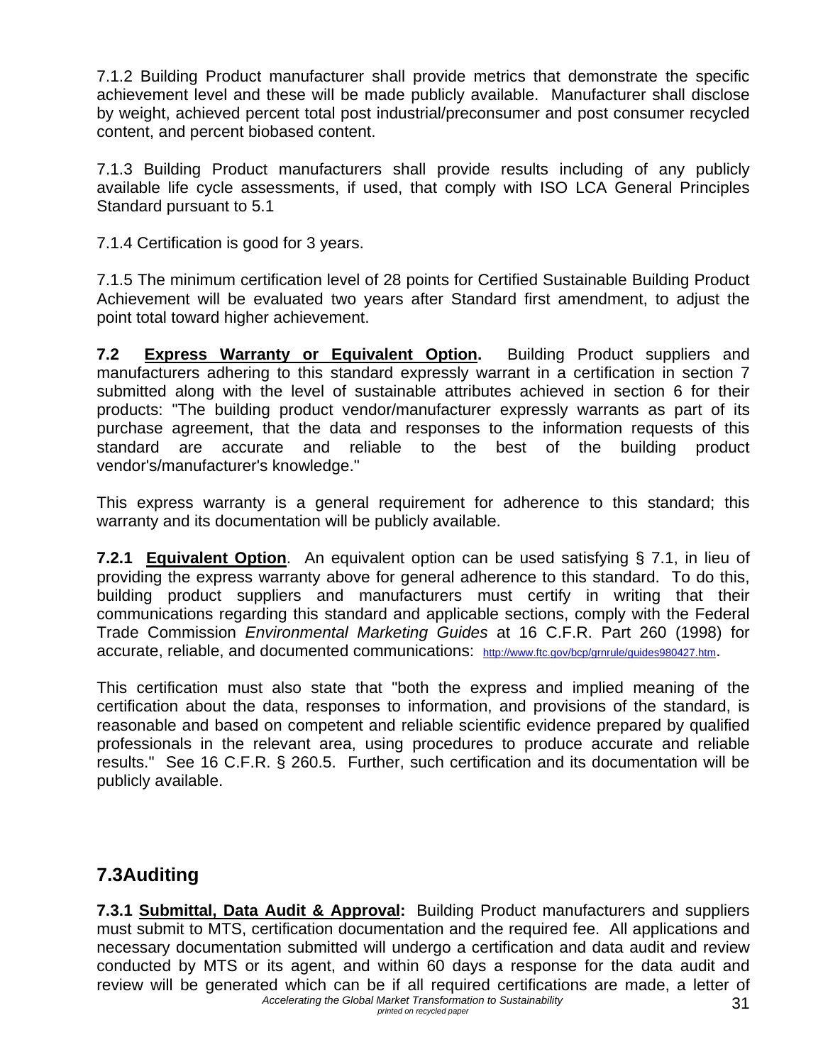7.1.2 Building Product manufacturer shall provide metrics that demonstrate the specific achievement level and these will be made publicly available. Manufacturer shall disclose by weight, achieved percent total post industrial/preconsumer and post consumer recycled content, and percent biobased content.

7.1.3 Building Product manufacturers shall provide results including of any publicly available life cycle assessments, if used, that comply with ISO LCA General Principles Standard pursuant to 5.1

7.1.4 Certification is good for 3 years.

7.1.5 The minimum certification level of 28 points for Certified Sustainable Building Product Achievement will be evaluated two years after Standard first amendment, to adjust the point total toward higher achievement.

**7.2 Express Warranty or Equivalent Option.** Building Product suppliers and manufacturers adhering to this standard expressly warrant in a certification in section 7 submitted along with the level of sustainable attributes achieved in section 6 for their products: "The building product vendor/manufacturer expressly warrants as part of its purchase agreement, that the data and responses to the information requests of this standard are accurate and reliable to the best of the building product vendor's/manufacturer's knowledge."

This express warranty is a general requirement for adherence to this standard; this warranty and its documentation will be publicly available.

**7.2.1 Equivalent Option**. An equivalent option can be used satisfying § 7.1, in lieu of providing the express warranty above for general adherence to this standard. To do this, building product suppliers and manufacturers must certify in writing that their communications regarding this standard and applicable sections, comply with the Federal Trade Commission *Environmental Marketing Guides* at 16 C.F.R. Part 260 (1998) for accurate, reliable, and documented communications: http://www.ftc.gov/bcp/grnrule/guides980427.htm.

This certification must also state that "both the express and implied meaning of the certification about the data, responses to information, and provisions of the standard, is reasonable and based on competent and reliable scientific evidence prepared by qualified professionals in the relevant area, using procedures to produce accurate and reliable results." See 16 C.F.R. § 260.5. Further, such certification and its documentation will be publicly available.

## 7.3 Auditing

**7.3.1 Submittal, Data Audit & Approval:** Building Product manufacturers and suppliers must submit to MTS, certification documentation and the required fee. All applications and necessary documentation submitted will undergo a certification and data audit and review conducted by MTS or its agent, and within 60 days a response for the data audit and review will be generated which can be if all required certifications are made, a letter of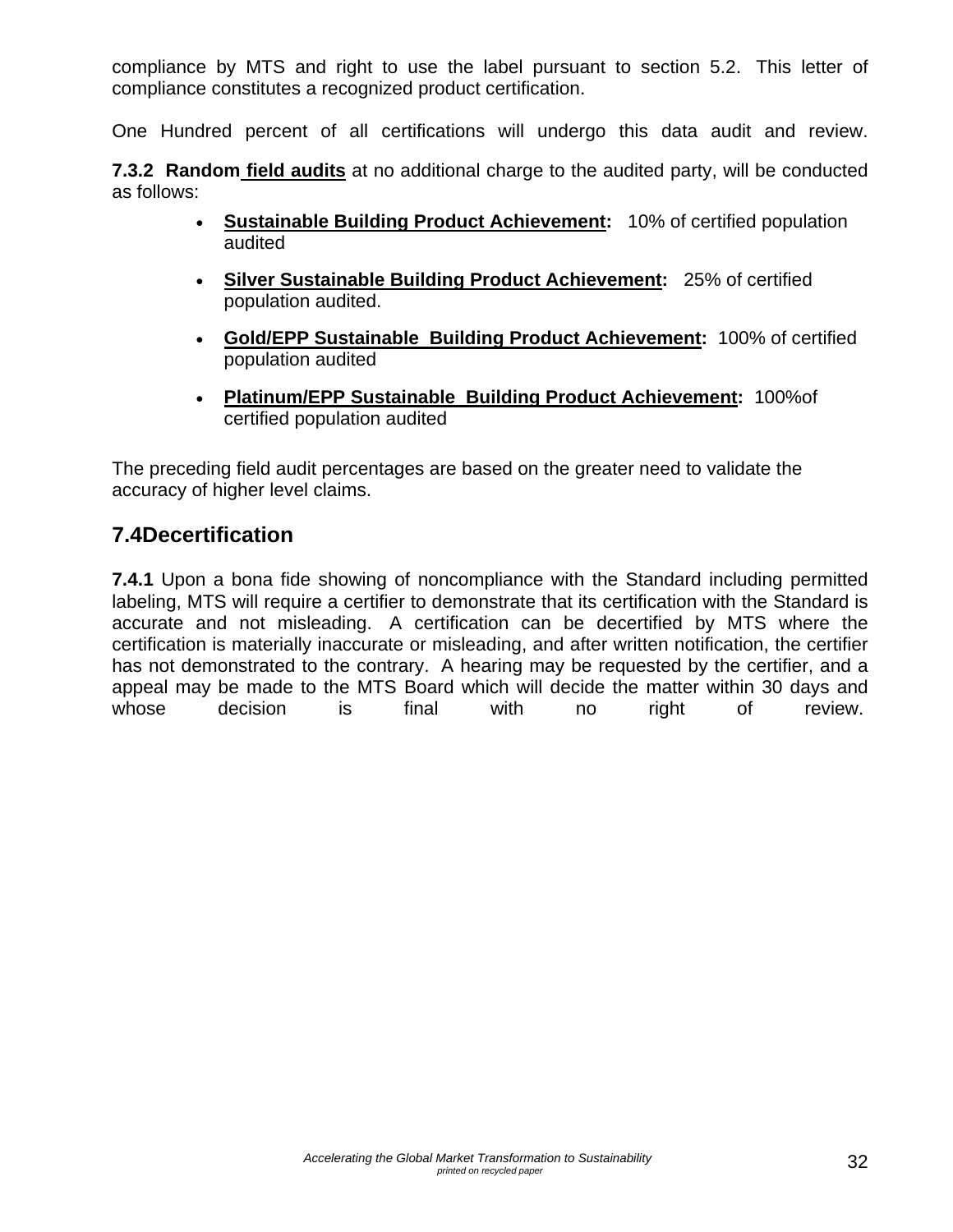compliance by MTS and right to use the label pursuant to section 5.2. This letter of compliance constitutes a recognized product certification.

One Hundred percent of all certifications will undergo this data audit and review.

**7.3.2 Random field audits** at no additional charge to the audited party, will be conducted as follows:

- **Sustainable Building Product Achievement:** 10% of certified population audited
- **Silver Sustainable Building Product Achievement:** 25% of certified population audited.
- **Gold/EPP Sustainable Building Product Achievement:** 100% of certified population audited
- **Platinum/EPP Sustainable Building Product Achievement:** 100%of certified population audited

The preceding field audit percentages are based on the greater need to validate the accuracy of higher level claims.

## 7.4Decertification

**7.4.1** Upon a bona fide showing of noncompliance with the Standard including permitted labeling, MTS will require a certifier to demonstrate that its certification with the Standard is accurate and not misleading. A certification can be decertified by MTS where the certification is materially inaccurate or misleading, and after written notification, the certifier has not demonstrated to the contrary. A hearing may be requested by the certifier, and a appeal may be made to the MTS Board which will decide the matter within 30 days and whose decision is final with no right of review.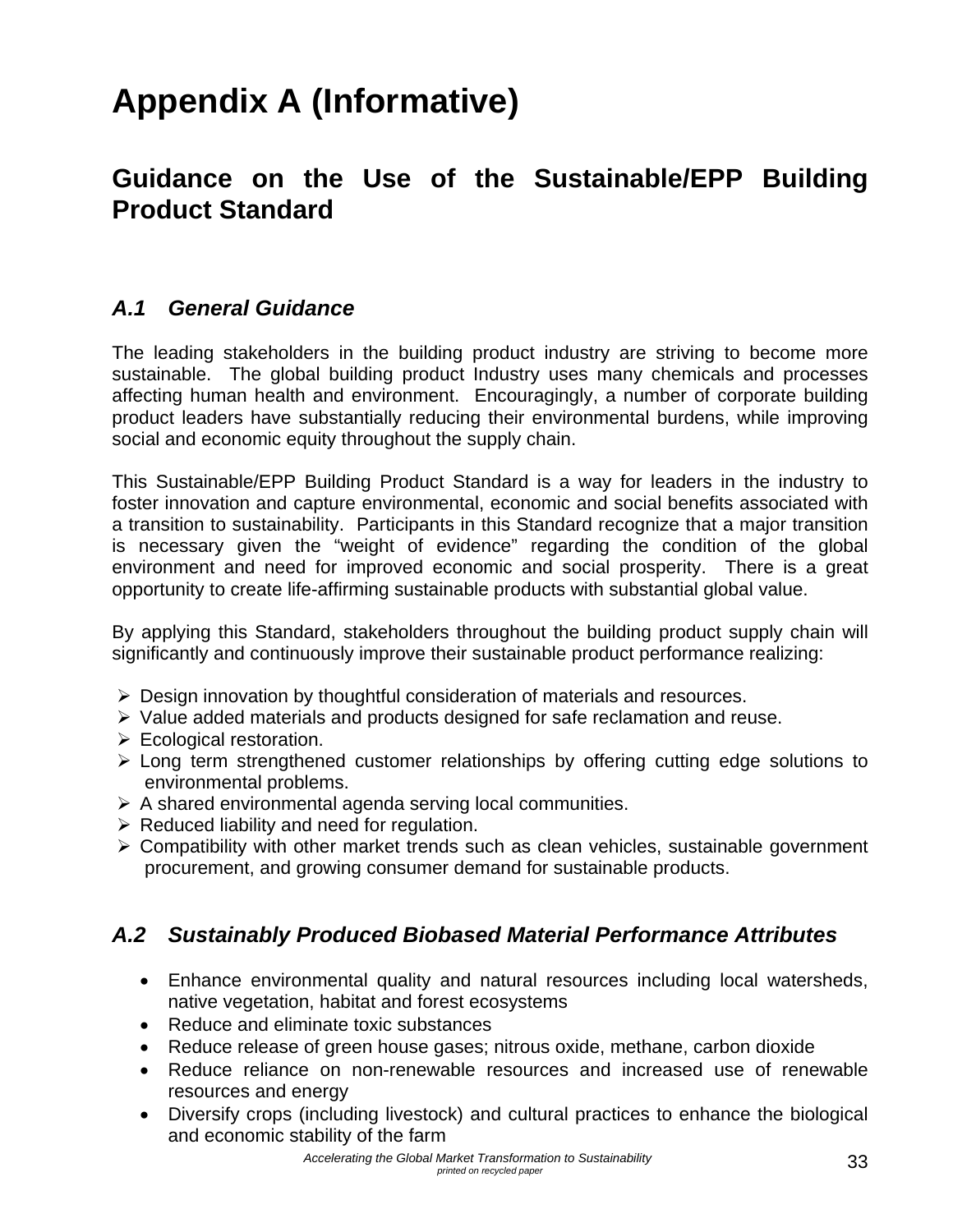# Appendix A (Informative)

## Guidance on the Use of the Sustainable/EPP Building Product Standard

### *A.1 General Guidance*

The leading stakeholders in the building product industry are striving to become more sustainable. The global building product Industry uses many chemicals and processes affecting human health and environment. Encouragingly, a number of corporate building product leaders have substantially reducing their environmental burdens, while improving social and economic equity throughout the supply chain.

This Sustainable/EPP Building Product Standard is a way for leaders in the industry to foster innovation and capture environmental, economic and social benefits associated with a transition to sustainability. Participants in this Standard recognize that a major transition is necessary given the "weight of evidence" regarding the condition of the global environment and need for improved economic and social prosperity. There is a great opportunity to create life-affirming sustainable products with substantial global value.

By applying this Standard, stakeholders throughout the building product supply chain will significantly and continuously improve their sustainable product performance realizing:

- Design innovation by thoughtful consideration of materials and resources.
- Value added materials and products designed for safe reclamation and reuse.
- Ecological restoration.
- Long term strengthened customer relationships by offering cutting edge solutions to environmental problems.
- A shared environmental agenda serving local communities.
- Reduced liability and need for regulation.
- Compatibility with other market trends such as clean vehicles, sustainable government procurement, and growing consumer demand for sustainable products.

### *A.2 Sustainably Produced Biobased Material Performance Attributes*

- Enhance environmental quality and natural resources including local watersheds, native vegetation, habitat and forest ecosystems
- Reduce and eliminate toxic substances
- Reduce release of green house gases; nitrous oxide, methane, carbon dioxide
- Reduce reliance on non-renewable resources and increased use of renewable resources and energy
- Diversify crops (including livestock) and cultural practices to enhance the biological and economic stability of the farm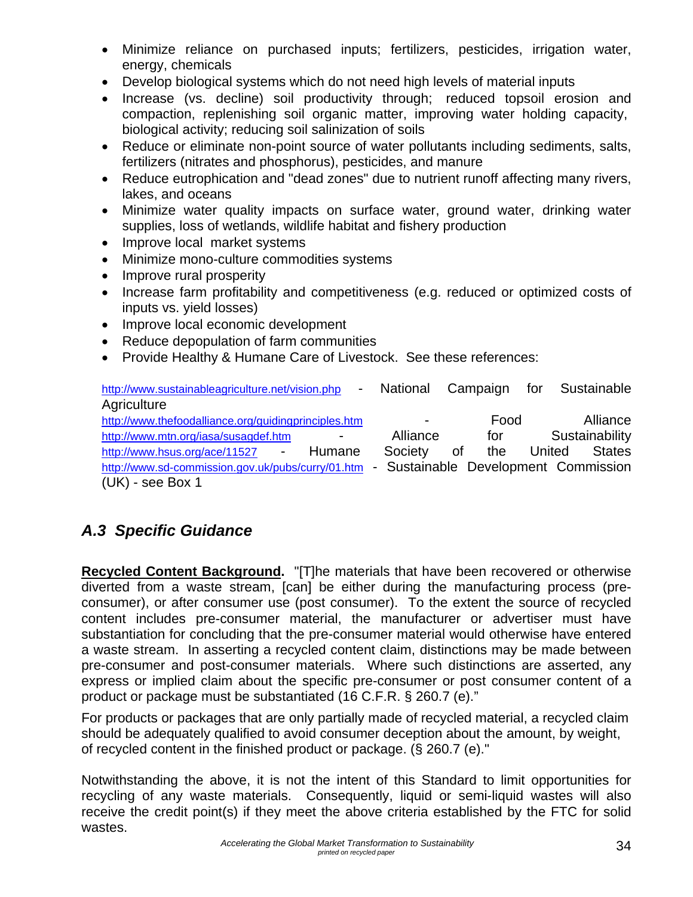- Minimize reliance on purchased inputs; fertilizers, pesticides, irrigation water, energy, chemicals
- Develop biological systems which do not need high levels of material inputs
- Increase (vs. decline) soil productivity through; reduced topsoil erosion and compaction, replenishing soil organic matter, improving water holding capacity, biological activity; reducing soil salinization of soils
- Reduce or eliminate non-point source of water pollutants including sediments, salts, fertilizers (nitrates and phosphorus), pesticides, and manure
- Reduce eutrophication and "dead zones" due to nutrient runoff affecting many rivers, lakes, and oceans
- Minimize water quality impacts on surface water, ground water, drinking water supplies, loss of wetlands, wildlife habitat and fishery production
- Improve local market systems
- Minimize mono-culture commodities systems
- Improve rural prosperity
- Increase farm profitability and competitiveness (e.g. reduced or optimized costs of inputs vs. yield losses)
- Improve local economic development
- Reduce depopulation of farm communities
- Provide Healthy & Humane Care of Livestock. See these references:

http://www.sustainableagriculture.net/vision.php - National Campaign for Sustainable Agriculture
http://www.thefoodalliance.org/guidingprinciples.htm - Food Alliance
http://www.mtn.org/iasa/susagdef.htm - Alliance for Sustainability
http://www.hsus.org/ace/11527 - Humane Society of the United States
http://www.sd-commission.gov.uk/pubs/curry/01.htm - Sustainable Development Commission (UK) - see Box 1

## *A.3 Specific Guidance*

**Recycled Content Background.** "[T]he materials that have been recovered or otherwise diverted from a waste stream, [can] be either during the manufacturing process (pre-consumer), or after consumer use (post consumer). To the extent the source of recycled content includes pre-consumer material, the manufacturer or advertiser must have substantiation for concluding that the pre-consumer material would otherwise have entered a waste stream. In asserting a recycled content claim, distinctions may be made between pre-consumer and post-consumer materials. Where such distinctions are asserted, any express or implied claim about the specific pre-consumer or post consumer content of a product or package must be substantiated (16 C.F.R. § 260.7 (e)."

For products or packages that are only partially made of recycled material, a recycled claim should be adequately qualified to avoid consumer deception about the amount, by weight, of recycled content in the finished product or package. (§ 260.7 (e)."

Notwithstanding the above, it is not the intent of this Standard to limit opportunities for recycling of any waste materials. Consequently, liquid or semi-liquid wastes will also receive the credit point(s) if they meet the above criteria established by the FTC for solid wastes.